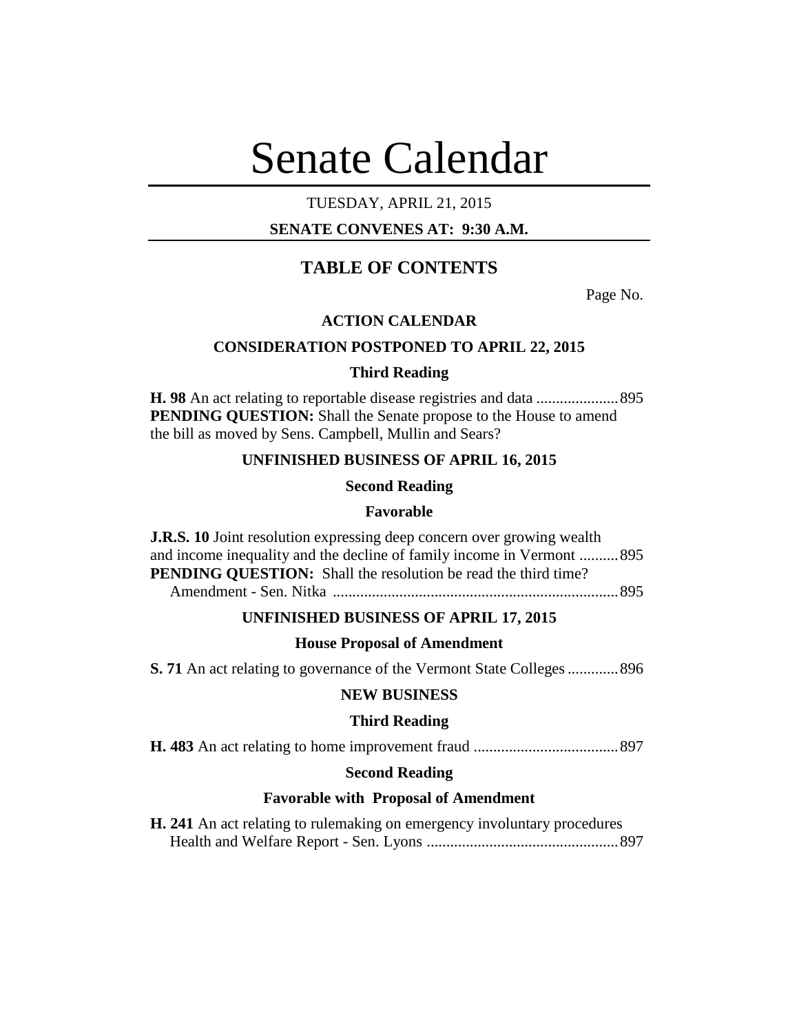# Senate Calendar

TUESDAY, APRIL 21, 2015

**SENATE CONVENES AT: 9:30 A.M.**

## TABLE OF CONTENTS

Page No.

**ACTION CALENDAR**

**CONSIDERATION POSTPONED TO APRIL 22, 2015**

**Third Reading**

**H. 98** An act relating to reportable disease registries and data ..................... 895
**PENDING QUESTION:** Shall the Senate propose to the House to amend the bill as moved by Sens. Campbell, Mullin and Sears?

**UNFINISHED BUSINESS OF APRIL 16, 2015**

**Second Reading**

**Favorable**

**J.R.S. 10** Joint resolution expressing deep concern over growing wealth and income inequality and the decline of family income in Vermont .......... 895
**PENDING QUESTION:** Shall the resolution be read the third time?
Amendment - Sen. Nitka ......................................................................... 895

**UNFINISHED BUSINESS OF APRIL 17, 2015**

**House Proposal of Amendment**

**S. 71** An act relating to governance of the Vermont State Colleges ............. 896

**NEW BUSINESS**

**Third Reading**

**H. 483** An act relating to home improvement fraud ..................................... 897

**Second Reading**

**Favorable with Proposal of Amendment**

**H. 241** An act relating to rulemaking on emergency involuntary procedures
Health and Welfare Report - Sen. Lyons ................................................. 897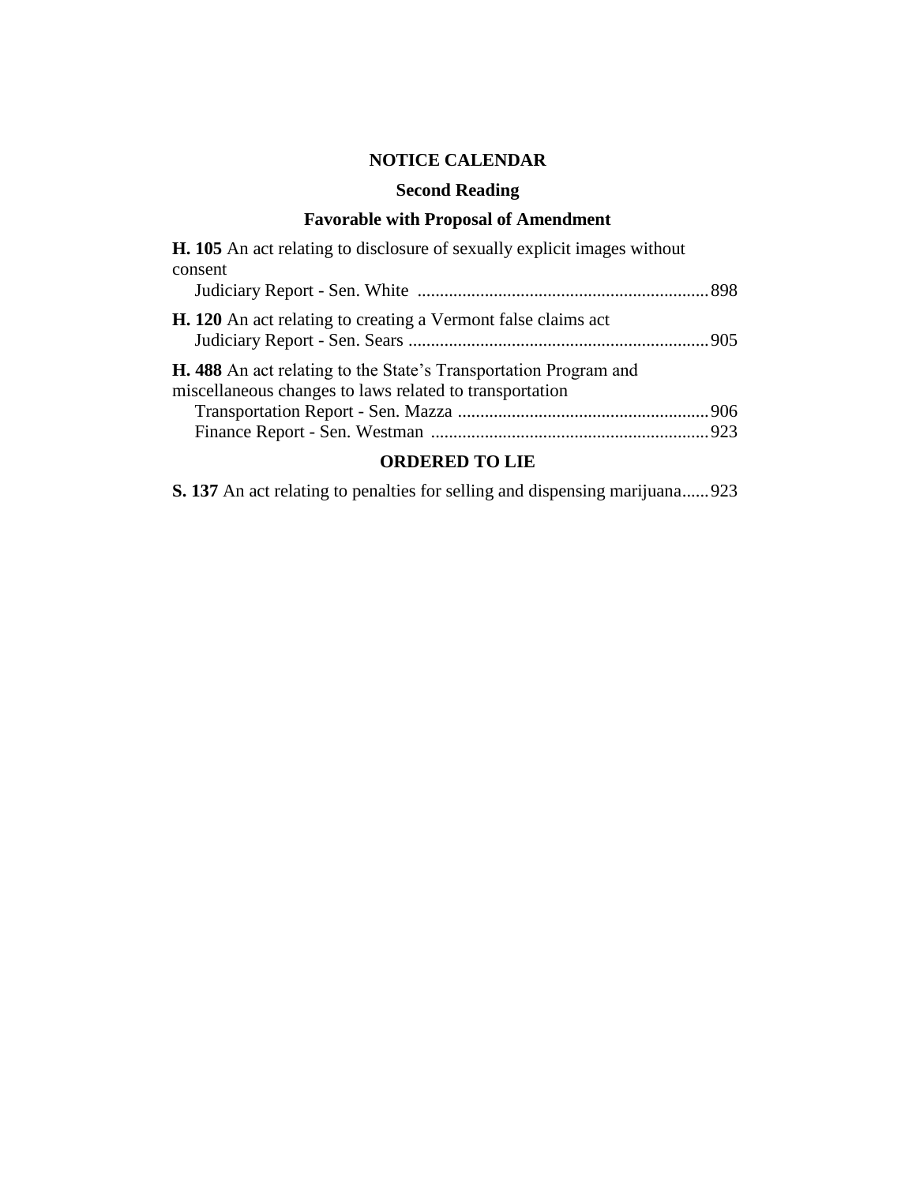## NOTICE CALENDAR

### Second Reading

### Favorable with Proposal of Amendment

**H. 105** An act relating to disclosure of sexually explicit images without consent
Judiciary Report - Sen. White ....................................................................898

**H. 120** An act relating to creating a Vermont false claims act
Judiciary Report - Sen. Sears ....................................................................905

**H. 488** An act relating to the State's Transportation Program and miscellaneous changes to laws related to transportation
Transportation Report - Sen. Mazza ..........................................................906
Finance Report - Sen. Westman ...............................................................923

### ORDERED TO LIE

**S. 137** An act relating to penalties for selling and dispensing marijuana......923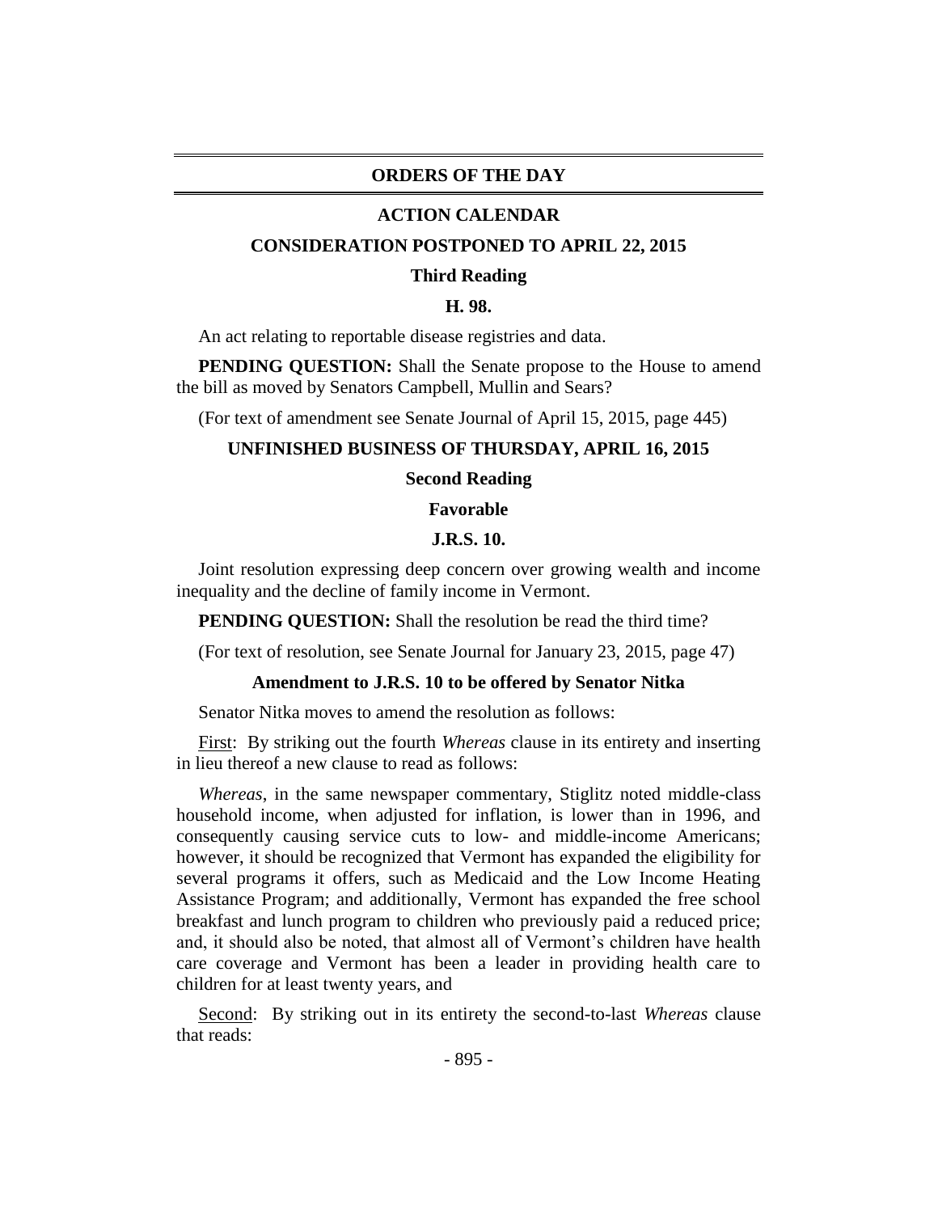## ORDERS OF THE DAY

### ACTION CALENDAR

### CONSIDERATION POSTPONED TO APRIL 22, 2015

**Third Reading**

**H. 98.**

An act relating to reportable disease registries and data.

**PENDING QUESTION:** Shall the Senate propose to the House to amend the bill as moved by Senators Campbell, Mullin and Sears?

(For text of amendment see Senate Journal of April 15, 2015, page 445)

### UNFINISHED BUSINESS OF THURSDAY, APRIL 16, 2015

**Second Reading**

**Favorable**

**J.R.S. 10.**

Joint resolution expressing deep concern over growing wealth and income inequality and the decline of family income in Vermont.

**PENDING QUESTION:** Shall the resolution be read the third time?

(For text of resolution, see Senate Journal for January 23, 2015, page 47)

**Amendment to J.R.S. 10 to be offered by Senator Nitka**

Senator Nitka moves to amend the resolution as follows:

First: By striking out the fourth *Whereas* clause in its entirety and inserting in lieu thereof a new clause to read as follows:

*Whereas*, in the same newspaper commentary, Stiglitz noted middle-class household income, when adjusted for inflation, is lower than in 1996, and consequently causing service cuts to low- and middle-income Americans; however, it should be recognized that Vermont has expanded the eligibility for several programs it offers, such as Medicaid and the Low Income Heating Assistance Program; and additionally, Vermont has expanded the free school breakfast and lunch program to children who previously paid a reduced price; and, it should also be noted, that almost all of Vermont's children have health care coverage and Vermont has been a leader in providing health care to children for at least twenty years, and

Second: By striking out in its entirety the second-to-last *Whereas* clause that reads: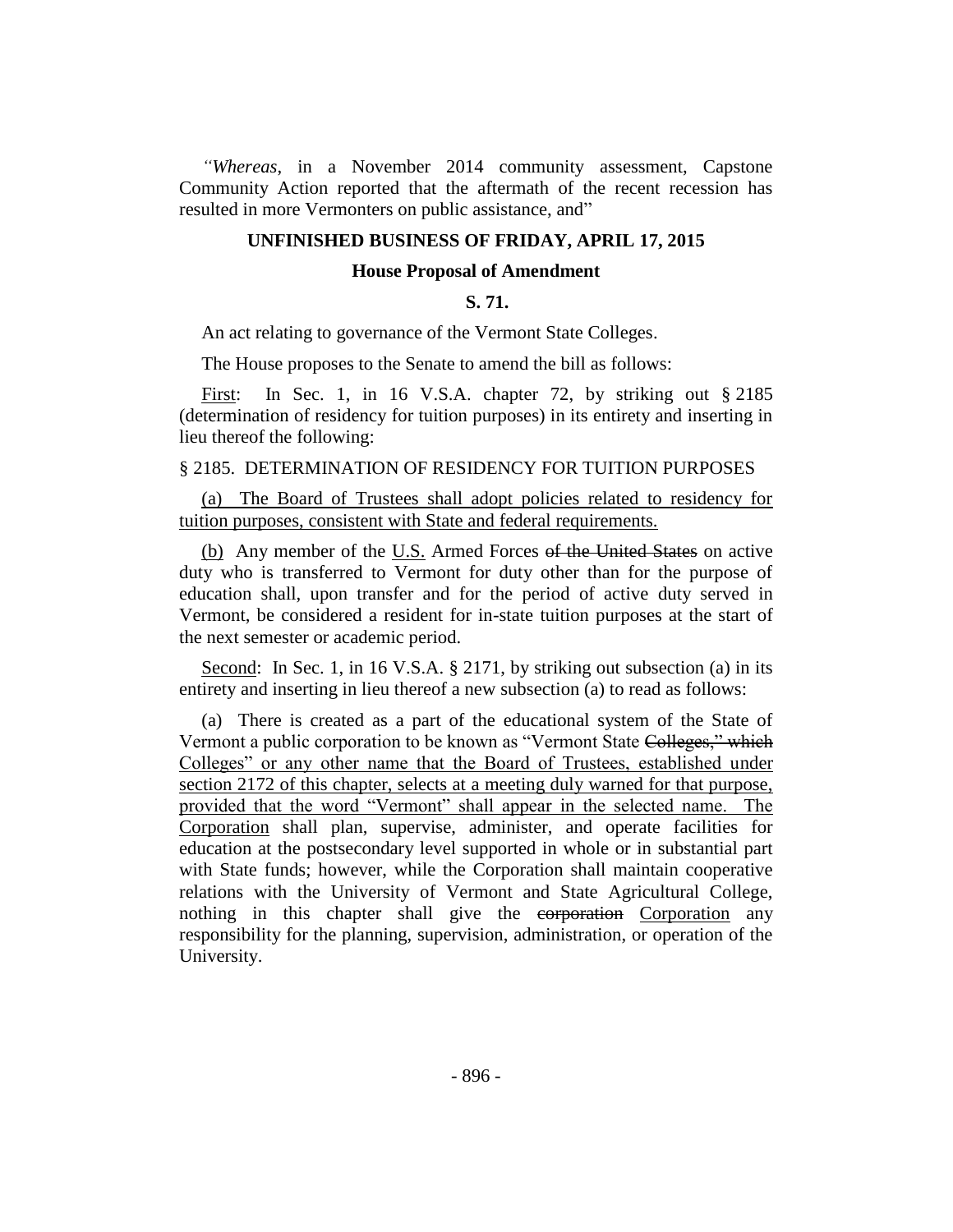*"Whereas*, in a November 2014 community assessment, Capstone Community Action reported that the aftermath of the recent recession has resulted in more Vermonters on public assistance, and"

## UNFINISHED BUSINESS OF FRIDAY, APRIL 17, 2015

### House Proposal of Amendment

### S. 71.

An act relating to governance of the Vermont State Colleges.

The House proposes to the Senate to amend the bill as follows:

First: In Sec. 1, in 16 V.S.A. chapter 72, by striking out § 2185 (determination of residency for tuition purposes) in its entirety and inserting in lieu thereof the following:

§ 2185. DETERMINATION OF RESIDENCY FOR TUITION PURPOSES

(a) The Board of Trustees shall adopt policies related to residency for tuition purposes, consistent with State and federal requirements.

(b) Any member of the U.S. Armed Forces ~~of the United States~~ on active duty who is transferred to Vermont for duty other than for the purpose of education shall, upon transfer and for the period of active duty served in Vermont, be considered a resident for in-state tuition purposes at the start of the next semester or academic period.

Second: In Sec. 1, in 16 V.S.A. § 2171, by striking out subsection (a) in its entirety and inserting in lieu thereof a new subsection (a) to read as follows:

(a) There is created as a part of the educational system of the State of Vermont a public corporation to be known as "Vermont State ~~Colleges," which~~ Colleges" or any other name that the Board of Trustees, established under section 2172 of this chapter, selects at a meeting duly warned for that purpose, provided that the word "Vermont" shall appear in the selected name. The Corporation shall plan, supervise, administer, and operate facilities for education at the postsecondary level supported in whole or in substantial part with State funds; however, while the Corporation shall maintain cooperative relations with the University of Vermont and State Agricultural College, nothing in this chapter shall give the ~~corporation~~ Corporation any responsibility for the planning, supervision, administration, or operation of the University.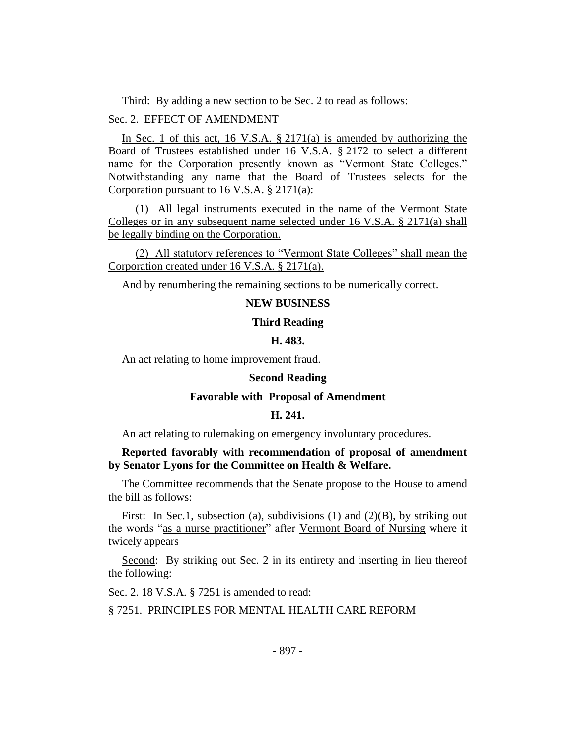Third: By adding a new section to be Sec. 2 to read as follows:

Sec. 2. EFFECT OF AMENDMENT

In Sec. 1 of this act, 16 V.S.A. § 2171(a) is amended by authorizing the Board of Trustees established under 16 V.S.A. § 2172 to select a different name for the Corporation presently known as "Vermont State Colleges." Notwithstanding any name that the Board of Trustees selects for the Corporation pursuant to 16 V.S.A. § 2171(a):

(1) All legal instruments executed in the name of the Vermont State Colleges or in any subsequent name selected under 16 V.S.A. § 2171(a) shall be legally binding on the Corporation.

(2) All statutory references to "Vermont State Colleges" shall mean the Corporation created under 16 V.S.A. § 2171(a).

And by renumbering the remaining sections to be numerically correct.

**NEW BUSINESS**

**Third Reading**

**H. 483.**

An act relating to home improvement fraud.

**Second Reading**

**Favorable with Proposal of Amendment**

**H. 241.**

An act relating to rulemaking on emergency involuntary procedures.

**Reported favorably with recommendation of proposal of amendment by Senator Lyons for the Committee on Health & Welfare.**

The Committee recommends that the Senate propose to the House to amend the bill as follows:

First: In Sec.1, subsection (a), subdivisions (1) and (2)(B), by striking out the words "as a nurse practitioner" after Vermont Board of Nursing where it twicely appears

Second: By striking out Sec. 2 in its entirety and inserting in lieu thereof the following:

Sec. 2. 18 V.S.A. § 7251 is amended to read:

§ 7251. PRINCIPLES FOR MENTAL HEALTH CARE REFORM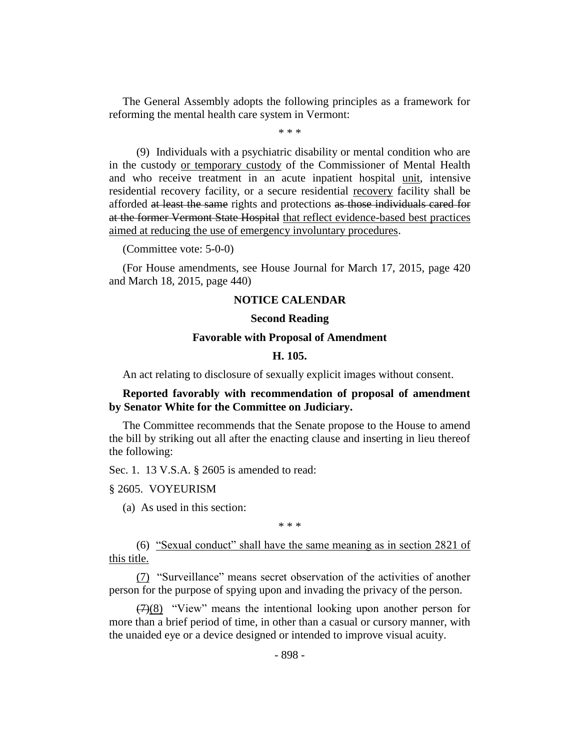The General Assembly adopts the following principles as a framework for reforming the mental health care system in Vermont:

\* \* \*

(9) Individuals with a psychiatric disability or mental condition who are in the custody <u>or temporary custody</u> of the Commissioner of Mental Health and who receive treatment in an acute inpatient hospital <u>unit</u>, intensive residential recovery facility, or a secure residential <u>recovery</u> facility shall be afforded ~~at least the same~~ rights and protections ~~as those individuals cared for at the former Vermont State Hospital~~ <u>that reflect evidence-based best practices aimed at reducing the use of emergency involuntary procedures</u>.

(Committee vote: 5-0-0)

(For House amendments, see House Journal for March 17, 2015, page 420 and March 18, 2015, page 440)

## NOTICE CALENDAR

### Second Reading

### Favorable with Proposal of Amendment

### H. 105.

An act relating to disclosure of sexually explicit images without consent.

**Reported favorably with recommendation of proposal of amendment by Senator White for the Committee on Judiciary.**

The Committee recommends that the Senate propose to the House to amend the bill by striking out all after the enacting clause and inserting in lieu thereof the following:

Sec. 1. 13 V.S.A. § 2605 is amended to read:

§ 2605. VOYEURISM

(a) As used in this section:

\* \* \*

(6) <u>"Sexual conduct" shall have the same meaning as in section 2821 of this title.</u>

<u>(7)</u> "Surveillance" means secret observation of the activities of another person for the purpose of spying upon and invading the privacy of the person.

~~(7)~~<u>(8)</u> "View" means the intentional looking upon another person for more than a brief period of time, in other than a casual or cursory manner, with the unaided eye or a device designed or intended to improve visual acuity.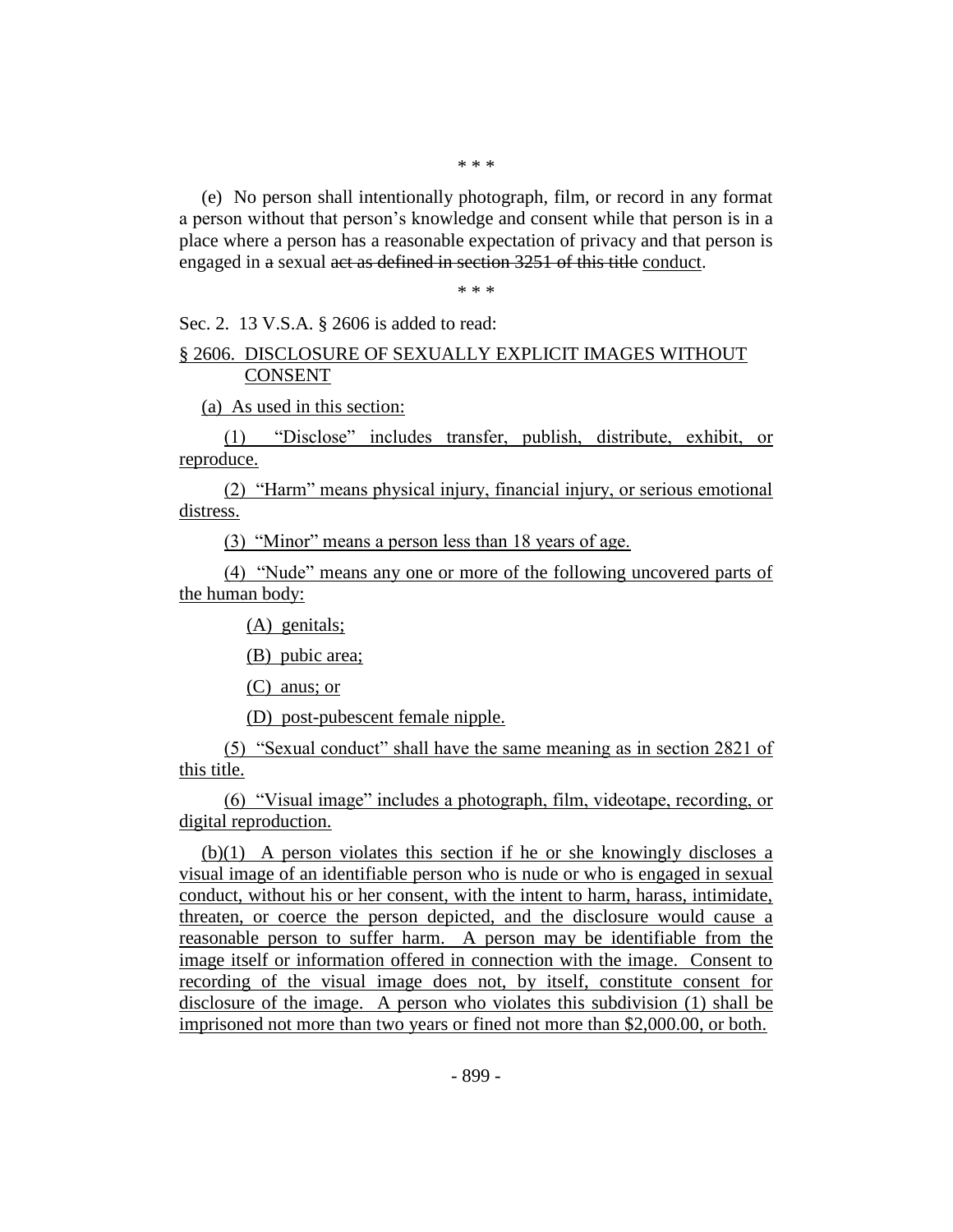\* \* \*

(e) No person shall intentionally photograph, film, or record in any format a person without that person's knowledge and consent while that person is in a place where a person has a reasonable expectation of privacy and that person is engaged in a sexual ~~act as defined in section 3251 of this title~~ conduct.

\* \* \*

Sec. 2. 13 V.S.A. § 2606 is added to read:

§ 2606. DISCLOSURE OF SEXUALLY EXPLICIT IMAGES WITHOUT CONSENT

(a) As used in this section:

(1) "Disclose" includes transfer, publish, distribute, exhibit, or reproduce.

(2) "Harm" means physical injury, financial injury, or serious emotional distress.

(3) "Minor" means a person less than 18 years of age.

(4) "Nude" means any one or more of the following uncovered parts of the human body:

(A) genitals;

(B) pubic area;

(C) anus; or

(D) post-pubescent female nipple.

(5) "Sexual conduct" shall have the same meaning as in section 2821 of this title.

(6) "Visual image" includes a photograph, film, videotape, recording, or digital reproduction.

(b)(1) A person violates this section if he or she knowingly discloses a visual image of an identifiable person who is nude or who is engaged in sexual conduct, without his or her consent, with the intent to harm, harass, intimidate, threaten, or coerce the person depicted, and the disclosure would cause a reasonable person to suffer harm. A person may be identifiable from the image itself or information offered in connection with the image. Consent to recording of the visual image does not, by itself, constitute consent for disclosure of the image. A person who violates this subdivision (1) shall be imprisoned not more than two years or fined not more than $2,000.00, or both.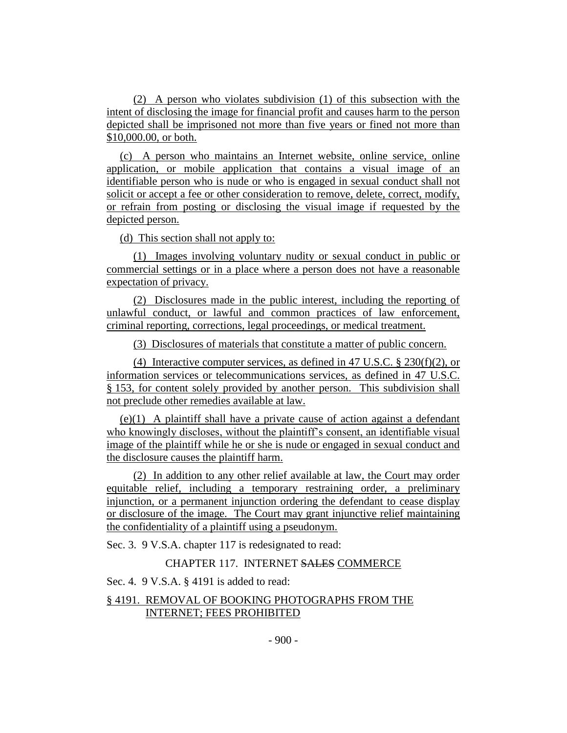(2) A person who violates subdivision (1) of this subsection with the intent of disclosing the image for financial profit and causes harm to the person depicted shall be imprisoned not more than five years or fined not more than $10,000.00, or both.

(c) A person who maintains an Internet website, online service, online application, or mobile application that contains a visual image of an identifiable person who is nude or who is engaged in sexual conduct shall not solicit or accept a fee or other consideration to remove, delete, correct, modify, or refrain from posting or disclosing the visual image if requested by the depicted person.

(d) This section shall not apply to:

(1) Images involving voluntary nudity or sexual conduct in public or commercial settings or in a place where a person does not have a reasonable expectation of privacy.

(2) Disclosures made in the public interest, including the reporting of unlawful conduct, or lawful and common practices of law enforcement, criminal reporting, corrections, legal proceedings, or medical treatment.

(3) Disclosures of materials that constitute a matter of public concern.

(4) Interactive computer services, as defined in 47 U.S.C. § 230(f)(2), or information services or telecommunications services, as defined in 47 U.S.C. § 153, for content solely provided by another person. This subdivision shall not preclude other remedies available at law.

(e)(1) A plaintiff shall have a private cause of action against a defendant who knowingly discloses, without the plaintiff's consent, an identifiable visual image of the plaintiff while he or she is nude or engaged in sexual conduct and the disclosure causes the plaintiff harm.

(2) In addition to any other relief available at law, the Court may order equitable relief, including a temporary restraining order, a preliminary injunction, or a permanent injunction ordering the defendant to cease display or disclosure of the image. The Court may grant injunctive relief maintaining the confidentiality of a plaintiff using a pseudonym.

Sec. 3. 9 V.S.A. chapter 117 is redesignated to read:

CHAPTER 117. INTERNET ~~SALES~~ COMMERCE

Sec. 4. 9 V.S.A. § 4191 is added to read:

§ 4191. REMOVAL OF BOOKING PHOTOGRAPHS FROM THE INTERNET; FEES PROHIBITED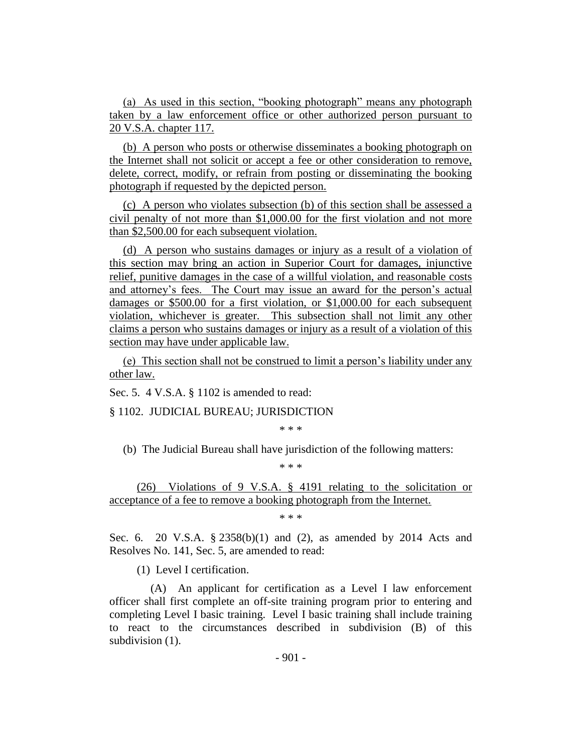(a) As used in this section, "booking photograph" means any photograph taken by a law enforcement office or other authorized person pursuant to 20 V.S.A. chapter 117.

(b) A person who posts or otherwise disseminates a booking photograph on the Internet shall not solicit or accept a fee or other consideration to remove, delete, correct, modify, or refrain from posting or disseminating the booking photograph if requested by the depicted person.

(c) A person who violates subsection (b) of this section shall be assessed a civil penalty of not more than $1,000.00 for the first violation and not more than $2,500.00 for each subsequent violation.

(d) A person who sustains damages or injury as a result of a violation of this section may bring an action in Superior Court for damages, injunctive relief, punitive damages in the case of a willful violation, and reasonable costs and attorney's fees. The Court may issue an award for the person's actual damages or $500.00 for a first violation, or $1,000.00 for each subsequent violation, whichever is greater. This subsection shall not limit any other claims a person who sustains damages or injury as a result of a violation of this section may have under applicable law.

(e) This section shall not be construed to limit a person's liability under any other law.

Sec. 5. 4 V.S.A. § 1102 is amended to read:

§ 1102. JUDICIAL BUREAU; JURISDICTION

\* \* \*

(b) The Judicial Bureau shall have jurisdiction of the following matters:

\* \* \*

(26) Violations of 9 V.S.A. § 4191 relating to the solicitation or acceptance of a fee to remove a booking photograph from the Internet.

\* \* \*

Sec. 6. 20 V.S.A. § 2358(b)(1) and (2), as amended by 2014 Acts and Resolves No. 141, Sec. 5, are amended to read:

(1) Level I certification.

(A) An applicant for certification as a Level I law enforcement officer shall first complete an off-site training program prior to entering and completing Level I basic training. Level I basic training shall include training to react to the circumstances described in subdivision (B) of this subdivision (1).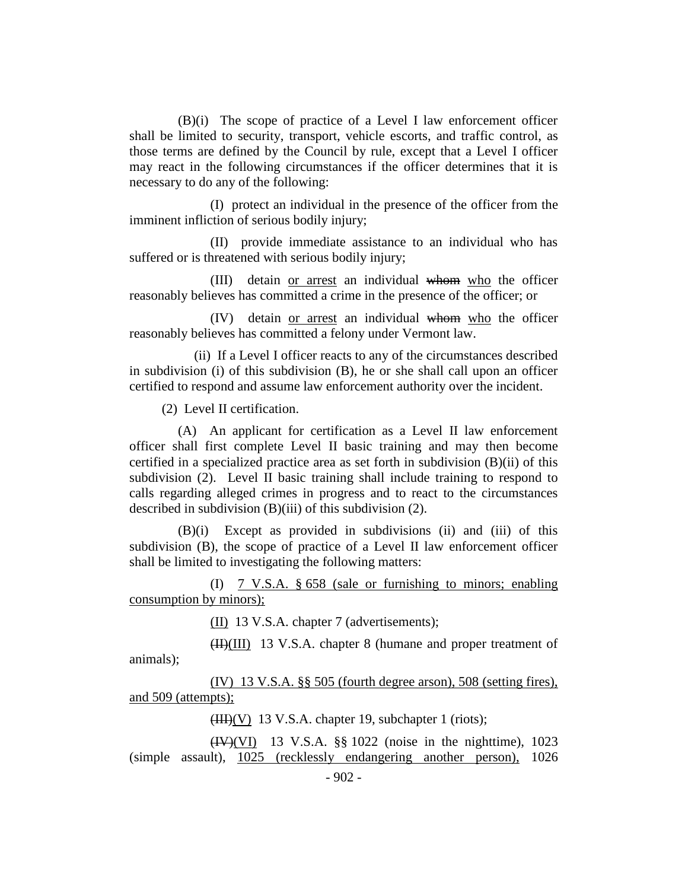(B)(i) The scope of practice of a Level I law enforcement officer shall be limited to security, transport, vehicle escorts, and traffic control, as those terms are defined by the Council by rule, except that a Level I officer may react in the following circumstances if the officer determines that it is necessary to do any of the following:

(I) protect an individual in the presence of the officer from the imminent infliction of serious bodily injury;

(II) provide immediate assistance to an individual who has suffered or is threatened with serious bodily injury;

(III) detain <u>or arrest</u> an individual ~~whom~~ <u>who</u> the officer reasonably believes has committed a crime in the presence of the officer; or

(IV) detain <u>or arrest</u> an individual ~~whom~~ <u>who</u> the officer reasonably believes has committed a felony under Vermont law.

(ii) If a Level I officer reacts to any of the circumstances described in subdivision (i) of this subdivision (B), he or she shall call upon an officer certified to respond and assume law enforcement authority over the incident.

(2) Level II certification.

(A) An applicant for certification as a Level II law enforcement officer shall first complete Level II basic training and may then become certified in a specialized practice area as set forth in subdivision (B)(ii) of this subdivision (2). Level II basic training shall include training to respond to calls regarding alleged crimes in progress and to react to the circumstances described in subdivision (B)(iii) of this subdivision (2).

(B)(i) Except as provided in subdivisions (ii) and (iii) of this subdivision (B), the scope of practice of a Level II law enforcement officer shall be limited to investigating the following matters:

(I) <u>7 V.S.A. § 658 (sale or furnishing to minors; enabling consumption by minors);</u>

<u>(II)</u> 13 V.S.A. chapter 7 (advertisements);

~~(II)~~<u>(III)</u> 13 V.S.A. chapter 8 (humane and proper treatment of animals);

<u>(IV) 13 V.S.A. §§ 505 (fourth degree arson), 508 (setting fires), and 509 (attempts);</u>

~~(III)~~<u>(V)</u> 13 V.S.A. chapter 19, subchapter 1 (riots);

~~(IV)~~<u>(VI)</u> 13 V.S.A. §§ 1022 (noise in the nighttime), 1023 (simple assault), <u>1025 (recklessly endangering another person),</u> 1026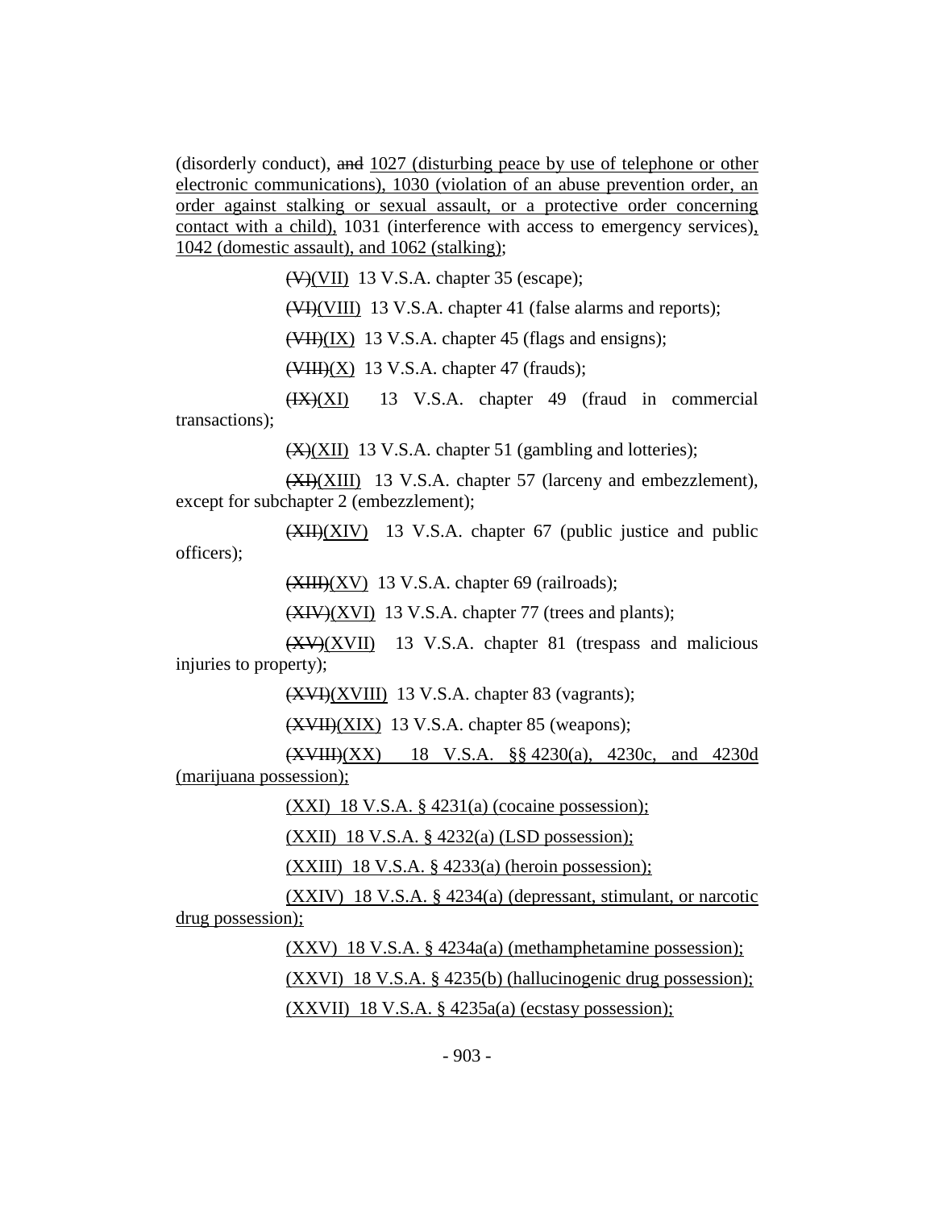(disorderly conduct), ~~and~~ 1027 (disturbing peace by use of telephone or other electronic communications), 1030 (violation of an abuse prevention order, an order against stalking or sexual assault, or a protective order concerning contact with a child), 1031 (interference with access to emergency services), 1042 (domestic assault), and 1062 (stalking);

~~(V)~~(VII) 13 V.S.A. chapter 35 (escape);

~~(VI)~~(VIII) 13 V.S.A. chapter 41 (false alarms and reports);

~~(VII)~~(IX) 13 V.S.A. chapter 45 (flags and ensigns);

~~(VIII)~~(X) 13 V.S.A. chapter 47 (frauds);

~~(IX)~~(XI) 13 V.S.A. chapter 49 (fraud in commercial transactions);

~~(X)~~(XII) 13 V.S.A. chapter 51 (gambling and lotteries);

~~(XI)~~(XIII) 13 V.S.A. chapter 57 (larceny and embezzlement), except for subchapter 2 (embezzlement);

~~(XII)~~(XIV) 13 V.S.A. chapter 67 (public justice and public officers);

~~(XIII)~~(XV) 13 V.S.A. chapter 69 (railroads);

~~(XIV)~~(XVI) 13 V.S.A. chapter 77 (trees and plants);

~~(XV)~~(XVII) 13 V.S.A. chapter 81 (trespass and malicious injuries to property);

~~(XVI)~~(XVIII) 13 V.S.A. chapter 83 (vagrants);

~~(XVII)~~(XIX) 13 V.S.A. chapter 85 (weapons);

~~(XVIII)~~(XX) 18 V.S.A. §§ 4230(a), 4230c, and 4230d (marijuana possession);

(XXI) 18 V.S.A. § 4231(a) (cocaine possession);

(XXII) 18 V.S.A. § 4232(a) (LSD possession);

(XXIII) 18 V.S.A. § 4233(a) (heroin possession);

(XXIV) 18 V.S.A. § 4234(a) (depressant, stimulant, or narcotic drug possession);

(XXV) 18 V.S.A. § 4234a(a) (methamphetamine possession);

(XXVI) 18 V.S.A. § 4235(b) (hallucinogenic drug possession);

(XXVII) 18 V.S.A. § 4235a(a) (ecstasy possession);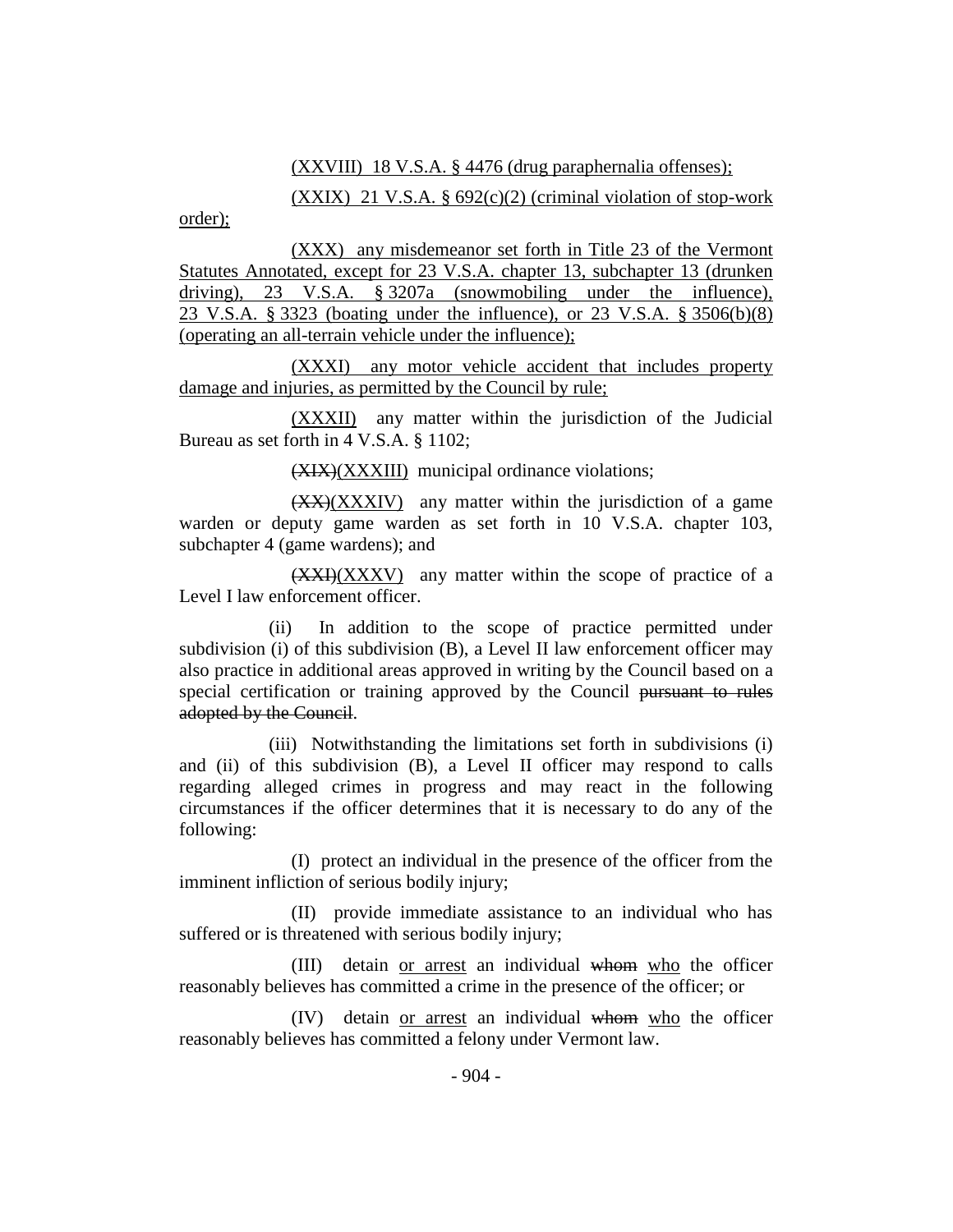(XXVIII) 18 V.S.A. § 4476 (drug paraphernalia offenses);

(XXIX) 21 V.S.A. § 692(c)(2) (criminal violation of stop-work order);

(XXX) any misdemeanor set forth in Title 23 of the Vermont Statutes Annotated, except for 23 V.S.A. chapter 13, subchapter 13 (drunken driving), 23 V.S.A. § 3207a (snowmobiling under the influence), 23 V.S.A. § 3323 (boating under the influence), or 23 V.S.A. § 3506(b)(8) (operating an all-terrain vehicle under the influence);

(XXXI) any motor vehicle accident that includes property damage and injuries, as permitted by the Council by rule;

(XXXII) any matter within the jurisdiction of the Judicial Bureau as set forth in 4 V.S.A. § 1102;

~~(XIX)~~(XXXIII) municipal ordinance violations;

~~(XX)~~(XXXIV) any matter within the jurisdiction of a game warden or deputy game warden as set forth in 10 V.S.A. chapter 103, subchapter 4 (game wardens); and

~~(XXI)~~(XXXV) any matter within the scope of practice of a Level I law enforcement officer.

(ii) In addition to the scope of practice permitted under subdivision (i) of this subdivision (B), a Level II law enforcement officer may also practice in additional areas approved in writing by the Council based on a special certification or training approved by the Council ~~pursuant to rules adopted by the Council~~.

(iii) Notwithstanding the limitations set forth in subdivisions (i) and (ii) of this subdivision (B), a Level II officer may respond to calls regarding alleged crimes in progress and may react in the following circumstances if the officer determines that it is necessary to do any of the following:

(I) protect an individual in the presence of the officer from the imminent infliction of serious bodily injury;

(II) provide immediate assistance to an individual who has suffered or is threatened with serious bodily injury;

(III) detain or arrest an individual ~~whom~~ who the officer reasonably believes has committed a crime in the presence of the officer; or

(IV) detain or arrest an individual ~~whom~~ who the officer reasonably believes has committed a felony under Vermont law.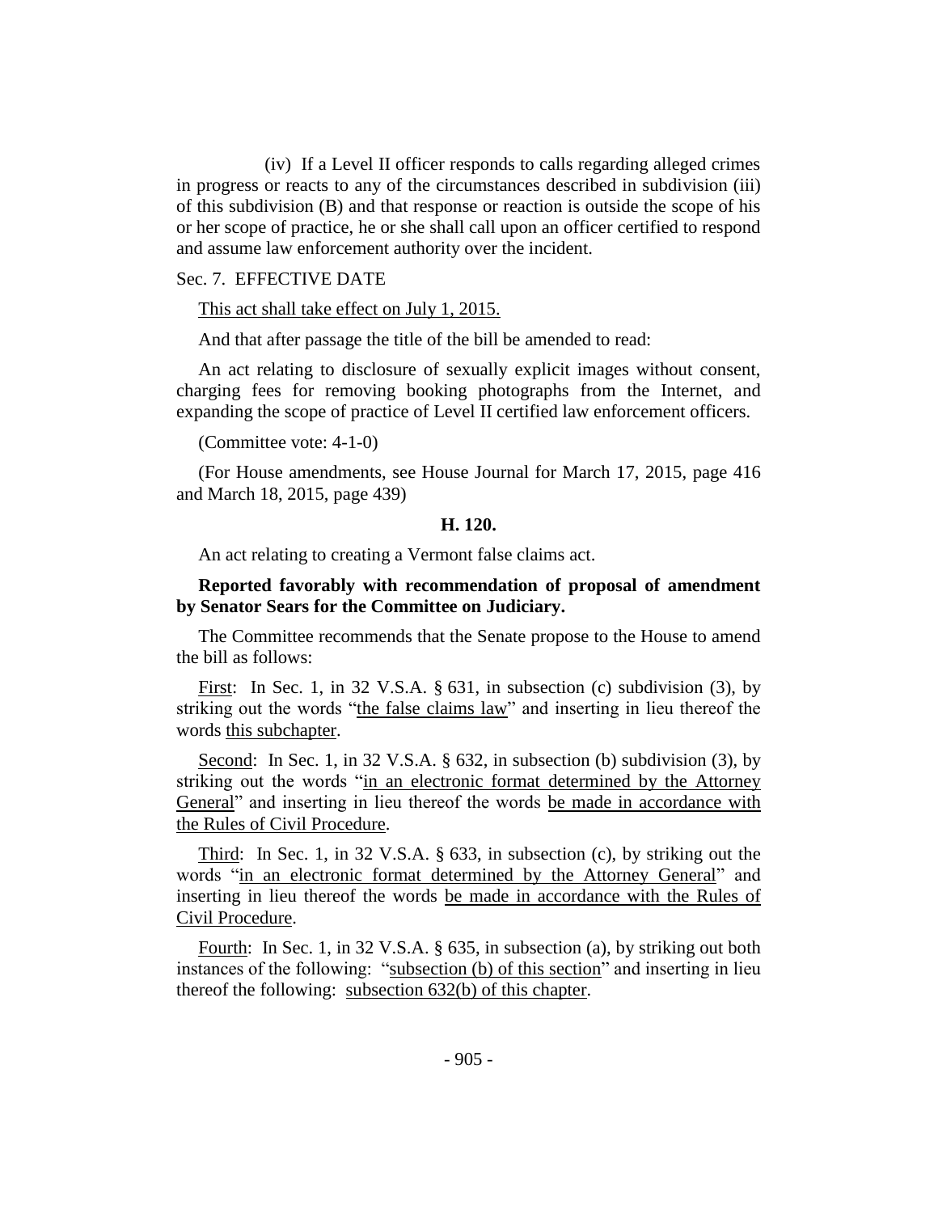(iv) If a Level II officer responds to calls regarding alleged crimes in progress or reacts to any of the circumstances described in subdivision (iii) of this subdivision (B) and that response or reaction is outside the scope of his or her scope of practice, he or she shall call upon an officer certified to respond and assume law enforcement authority over the incident.

Sec. 7. EFFECTIVE DATE

<u>This act shall take effect on July 1, 2015.</u>

And that after passage the title of the bill be amended to read:

An act relating to disclosure of sexually explicit images without consent, charging fees for removing booking photographs from the Internet, and expanding the scope of practice of Level II certified law enforcement officers.

(Committee vote: 4-1-0)

(For House amendments, see House Journal for March 17, 2015, page 416 and March 18, 2015, page 439)

**H. 120.**

An act relating to creating a Vermont false claims act.

**Reported favorably with recommendation of proposal of amendment by Senator Sears for the Committee on Judiciary.**

The Committee recommends that the Senate propose to the House to amend the bill as follows:

<u>First</u>: In Sec. 1, in 32 V.S.A. § 631, in subsection (c) subdivision (3), by striking out the words "<u>the false claims law</u>" and inserting in lieu thereof the words <u>this subchapter</u>.

<u>Second</u>: In Sec. 1, in 32 V.S.A. § 632, in subsection (b) subdivision (3), by striking out the words "<u>in an electronic format determined by the Attorney General</u>" and inserting in lieu thereof the words <u>be made in accordance with the Rules of Civil Procedure</u>.

<u>Third</u>: In Sec. 1, in 32 V.S.A. § 633, in subsection (c), by striking out the words "<u>in an electronic format determined by the Attorney General</u>" and inserting in lieu thereof the words <u>be made in accordance with the Rules of Civil Procedure</u>.

<u>Fourth</u>: In Sec. 1, in 32 V.S.A. § 635, in subsection (a), by striking out both instances of the following: "<u>subsection (b) of this section</u>" and inserting in lieu thereof the following: <u>subsection 632(b) of this chapter</u>.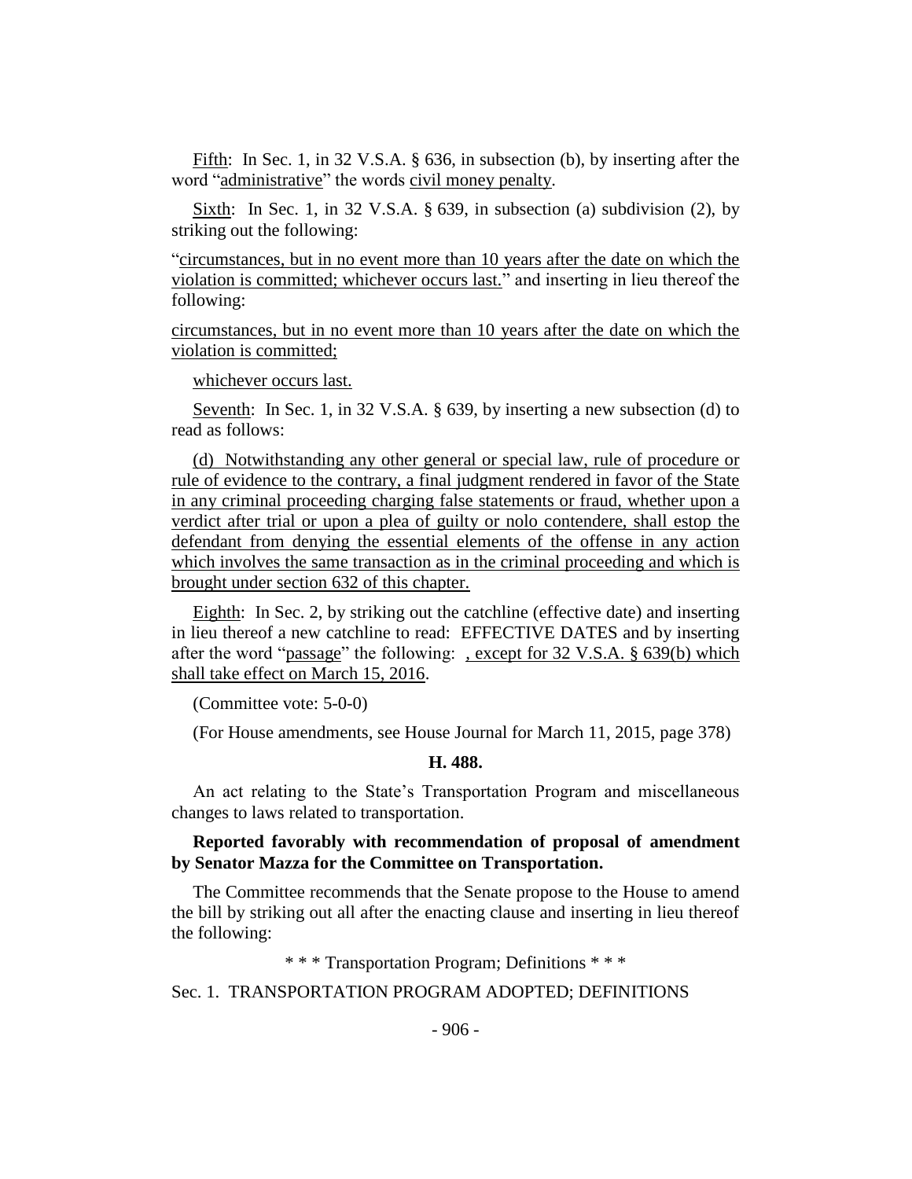Fifth: In Sec. 1, in 32 V.S.A. § 636, in subsection (b), by inserting after the word "administrative" the words civil money penalty.

Sixth: In Sec. 1, in 32 V.S.A. § 639, in subsection (a) subdivision (2), by striking out the following:

"circumstances, but in no event more than 10 years after the date on which the violation is committed; whichever occurs last." and inserting in lieu thereof the following:

circumstances, but in no event more than 10 years after the date on which the violation is committed;

whichever occurs last.

Seventh: In Sec. 1, in 32 V.S.A. § 639, by inserting a new subsection (d) to read as follows:

(d) Notwithstanding any other general or special law, rule of procedure or rule of evidence to the contrary, a final judgment rendered in favor of the State in any criminal proceeding charging false statements or fraud, whether upon a verdict after trial or upon a plea of guilty or nolo contendere, shall estop the defendant from denying the essential elements of the offense in any action which involves the same transaction as in the criminal proceeding and which is brought under section 632 of this chapter.

Eighth: In Sec. 2, by striking out the catchline (effective date) and inserting in lieu thereof a new catchline to read: EFFECTIVE DATES and by inserting after the word "passage" the following: , except for 32 V.S.A. § 639(b) which shall take effect on March 15, 2016.

(Committee vote: 5-0-0)

(For House amendments, see House Journal for March 11, 2015, page 378)

**H. 488.**

An act relating to the State's Transportation Program and miscellaneous changes to laws related to transportation.

**Reported favorably with recommendation of proposal of amendment by Senator Mazza for the Committee on Transportation.**

The Committee recommends that the Senate propose to the House to amend the bill by striking out all after the enacting clause and inserting in lieu thereof the following:

\* \* \* Transportation Program; Definitions \* \* \*

Sec. 1. TRANSPORTATION PROGRAM ADOPTED; DEFINITIONS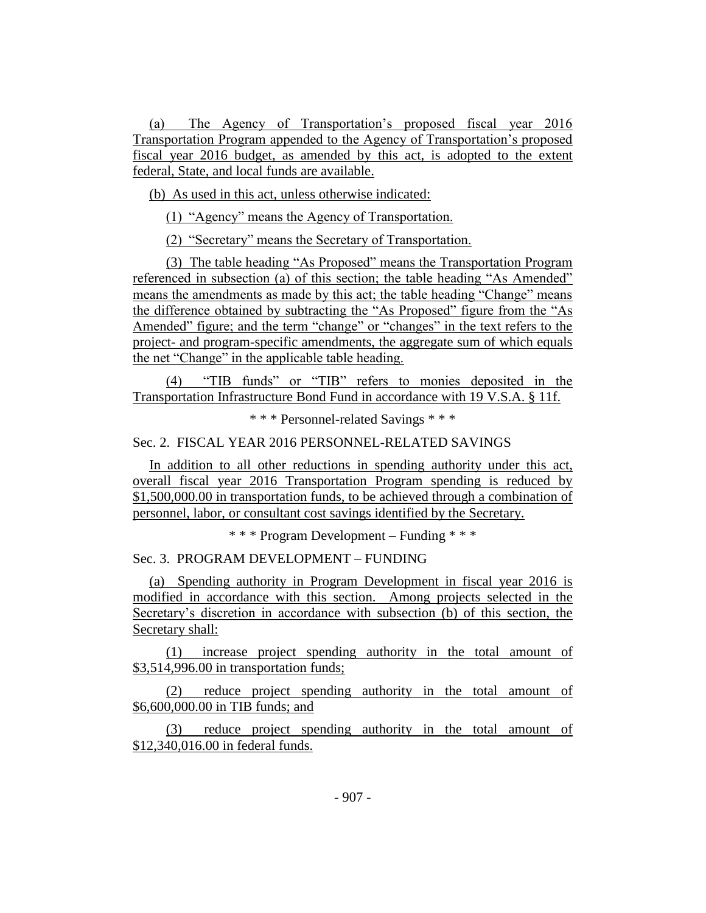(a) The Agency of Transportation's proposed fiscal year 2016 Transportation Program appended to the Agency of Transportation's proposed fiscal year 2016 budget, as amended by this act, is adopted to the extent federal, State, and local funds are available.

(b) As used in this act, unless otherwise indicated:

(1) "Agency" means the Agency of Transportation.

(2) "Secretary" means the Secretary of Transportation.

(3) The table heading "As Proposed" means the Transportation Program referenced in subsection (a) of this section; the table heading "As Amended" means the amendments as made by this act; the table heading "Change" means the difference obtained by subtracting the "As Proposed" figure from the "As Amended" figure; and the term "change" or "changes" in the text refers to the project- and program-specific amendments, the aggregate sum of which equals the net "Change" in the applicable table heading.

(4) "TIB funds" or "TIB" refers to monies deposited in the Transportation Infrastructure Bond Fund in accordance with 19 V.S.A. § 11f.

\* \* \* Personnel-related Savings \* \* \*

Sec. 2. FISCAL YEAR 2016 PERSONNEL-RELATED SAVINGS

In addition to all other reductions in spending authority under this act, overall fiscal year 2016 Transportation Program spending is reduced by $1,500,000.00 in transportation funds, to be achieved through a combination of personnel, labor, or consultant cost savings identified by the Secretary.

\* \* \* Program Development – Funding \* \* \*

Sec. 3. PROGRAM DEVELOPMENT – FUNDING

(a) Spending authority in Program Development in fiscal year 2016 is modified in accordance with this section. Among projects selected in the Secretary's discretion in accordance with subsection (b) of this section, the Secretary shall:

(1) increase project spending authority in the total amount of $3,514,996.00 in transportation funds;

(2) reduce project spending authority in the total amount of $6,600,000.00 in TIB funds; and

(3) reduce project spending authority in the total amount of $12,340,016.00 in federal funds.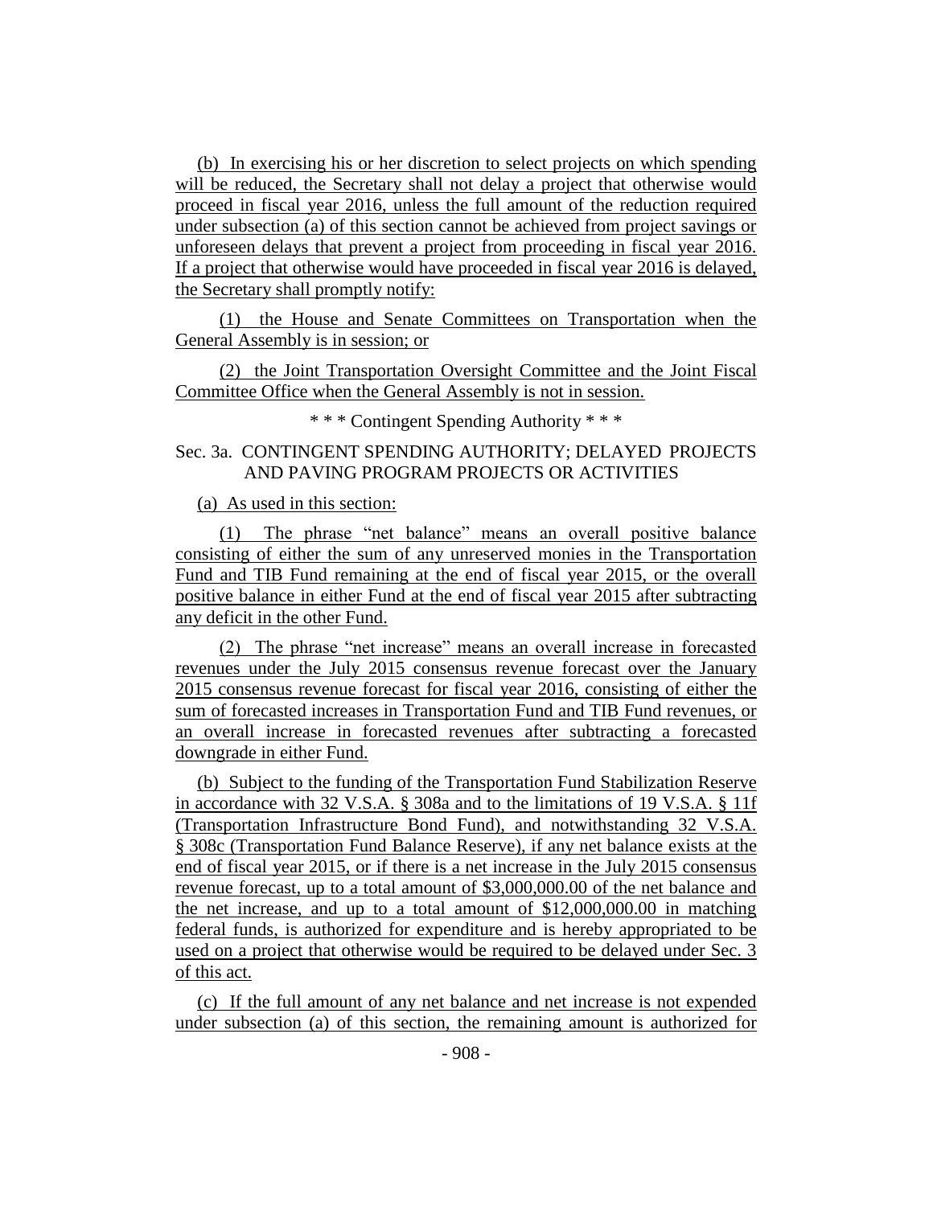(b) In exercising his or her discretion to select projects on which spending will be reduced, the Secretary shall not delay a project that otherwise would proceed in fiscal year 2016, unless the full amount of the reduction required under subsection (a) of this section cannot be achieved from project savings or unforeseen delays that prevent a project from proceeding in fiscal year 2016. If a project that otherwise would have proceeded in fiscal year 2016 is delayed, the Secretary shall promptly notify:

(1) the House and Senate Committees on Transportation when the General Assembly is in session; or

(2) the Joint Transportation Oversight Committee and the Joint Fiscal Committee Office when the General Assembly is not in session.

\* \* \* Contingent Spending Authority \* \* \*

Sec. 3a. CONTINGENT SPENDING AUTHORITY; DELAYED PROJECTS AND PAVING PROGRAM PROJECTS OR ACTIVITIES

(a) As used in this section:

(1) The phrase "net balance" means an overall positive balance consisting of either the sum of any unreserved monies in the Transportation Fund and TIB Fund remaining at the end of fiscal year 2015, or the overall positive balance in either Fund at the end of fiscal year 2015 after subtracting any deficit in the other Fund.

(2) The phrase "net increase" means an overall increase in forecasted revenues under the July 2015 consensus revenue forecast over the January 2015 consensus revenue forecast for fiscal year 2016, consisting of either the sum of forecasted increases in Transportation Fund and TIB Fund revenues, or an overall increase in forecasted revenues after subtracting a forecasted downgrade in either Fund.

(b) Subject to the funding of the Transportation Fund Stabilization Reserve in accordance with 32 V.S.A. § 308a and to the limitations of 19 V.S.A. § 11f (Transportation Infrastructure Bond Fund), and notwithstanding 32 V.S.A. § 308c (Transportation Fund Balance Reserve), if any net balance exists at the end of fiscal year 2015, or if there is a net increase in the July 2015 consensus revenue forecast, up to a total amount of $3,000,000.00 of the net balance and the net increase, and up to a total amount of $12,000,000.00 in matching federal funds, is authorized for expenditure and is hereby appropriated to be used on a project that otherwise would be required to be delayed under Sec. 3 of this act.

(c) If the full amount of any net balance and net increase is not expended under subsection (a) of this section, the remaining amount is authorized for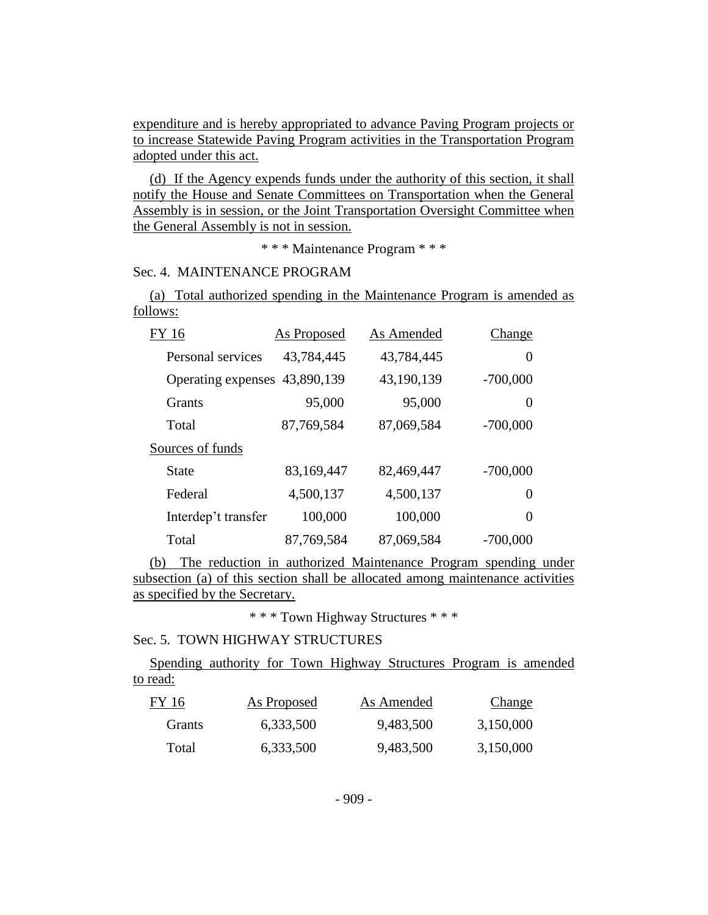expenditure and is hereby appropriated to advance Paving Program projects or to increase Statewide Paving Program activities in the Transportation Program adopted under this act.

(d) If the Agency expends funds under the authority of this section, it shall notify the House and Senate Committees on Transportation when the General Assembly is in session, or the Joint Transportation Oversight Committee when the General Assembly is not in session.

\* \* \* Maintenance Program \* \* \*

Sec. 4. MAINTENANCE PROGRAM

(a) Total authorized spending in the Maintenance Program is amended as follows:

| FY 16 | As Proposed | As Amended | Change |
|---|---|---|---|
| Personal services | 43,784,445 | 43,784,445 | 0 |
| Operating expenses | 43,890,139 | 43,190,139 | -700,000 |
| Grants | 95,000 | 95,000 | 0 |
| Total | 87,769,584 | 87,069,584 | -700,000 |
| Sources of funds | | | |
| State | 83,169,447 | 82,469,447 | -700,000 |
| Federal | 4,500,137 | 4,500,137 | 0 |
| Interdep't transfer | 100,000 | 100,000 | 0 |
| Total | 87,769,584 | 87,069,584 | -700,000 |

(b) The reduction in authorized Maintenance Program spending under subsection (a) of this section shall be allocated among maintenance activities as specified by the Secretary.

\* \* \* Town Highway Structures \* \* \*

Sec. 5. TOWN HIGHWAY STRUCTURES

Spending authority for Town Highway Structures Program is amended to read:

| FY 16 | As Proposed | As Amended | Change |
|---|---|---|---|
| Grants | 6,333,500 | 9,483,500 | 3,150,000 |
| Total | 6,333,500 | 9,483,500 | 3,150,000 |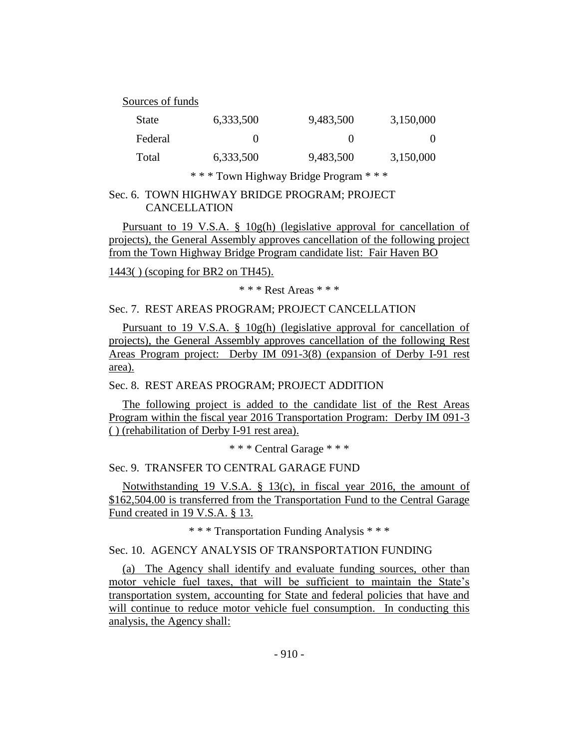Sources of funds

| | | | |
|---|---|---|---|
| State | 6,333,500 | 9,483,500 | 3,150,000 |
| Federal | 0 | 0 | 0 |
| Total | 6,333,500 | 9,483,500 | 3,150,000 |

\* \* \* Town Highway Bridge Program \* \* \*

Sec. 6. TOWN HIGHWAY BRIDGE PROGRAM; PROJECT CANCELLATION

Pursuant to 19 V.S.A. § 10g(h) (legislative approval for cancellation of projects), the General Assembly approves cancellation of the following project from the Town Highway Bridge Program candidate list: Fair Haven BO 1443( ) (scoping for BR2 on TH45).

\* \* \* Rest Areas \* \* \*

Sec. 7. REST AREAS PROGRAM; PROJECT CANCELLATION

Pursuant to 19 V.S.A. § 10g(h) (legislative approval for cancellation of projects), the General Assembly approves cancellation of the following Rest Areas Program project: Derby IM 091-3(8) (expansion of Derby I-91 rest area).

Sec. 8. REST AREAS PROGRAM; PROJECT ADDITION

The following project is added to the candidate list of the Rest Areas Program within the fiscal year 2016 Transportation Program: Derby IM 091-3 ( ) (rehabilitation of Derby I-91 rest area).

\* \* \* Central Garage \* \* \*

Sec. 9. TRANSFER TO CENTRAL GARAGE FUND

Notwithstanding 19 V.S.A. § 13(c), in fiscal year 2016, the amount of $162,504.00 is transferred from the Transportation Fund to the Central Garage Fund created in 19 V.S.A. § 13.

\* \* \* Transportation Funding Analysis \* \* \*

Sec. 10. AGENCY ANALYSIS OF TRANSPORTATION FUNDING

(a) The Agency shall identify and evaluate funding sources, other than motor vehicle fuel taxes, that will be sufficient to maintain the State's transportation system, accounting for State and federal policies that have and will continue to reduce motor vehicle fuel consumption. In conducting this analysis, the Agency shall: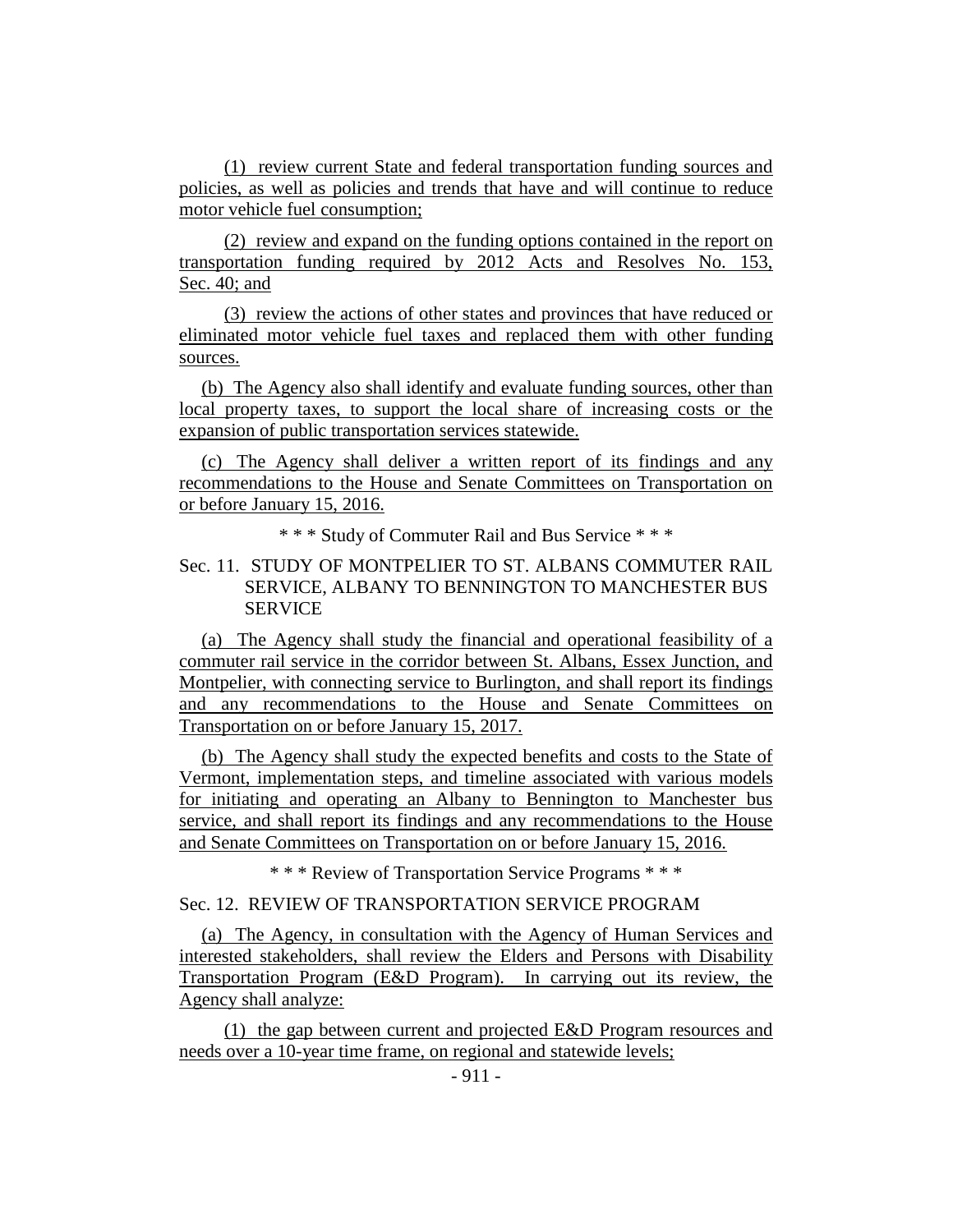(1) review current State and federal transportation funding sources and policies, as well as policies and trends that have and will continue to reduce motor vehicle fuel consumption;

(2) review and expand on the funding options contained in the report on transportation funding required by 2012 Acts and Resolves No. 153, Sec. 40; and

(3) review the actions of other states and provinces that have reduced or eliminated motor vehicle fuel taxes and replaced them with other funding sources.

(b) The Agency also shall identify and evaluate funding sources, other than local property taxes, to support the local share of increasing costs or the expansion of public transportation services statewide.

(c) The Agency shall deliver a written report of its findings and any recommendations to the House and Senate Committees on Transportation on or before January 15, 2016.

\* \* \* Study of Commuter Rail and Bus Service \* \* \*

Sec. 11. STUDY OF MONTPELIER TO ST. ALBANS COMMUTER RAIL SERVICE, ALBANY TO BENNINGTON TO MANCHESTER BUS SERVICE

(a) The Agency shall study the financial and operational feasibility of a commuter rail service in the corridor between St. Albans, Essex Junction, and Montpelier, with connecting service to Burlington, and shall report its findings and any recommendations to the House and Senate Committees on Transportation on or before January 15, 2017.

(b) The Agency shall study the expected benefits and costs to the State of Vermont, implementation steps, and timeline associated with various models for initiating and operating an Albany to Bennington to Manchester bus service, and shall report its findings and any recommendations to the House and Senate Committees on Transportation on or before January 15, 2016.

\* \* \* Review of Transportation Service Programs \* \* \*

Sec. 12. REVIEW OF TRANSPORTATION SERVICE PROGRAM

(a) The Agency, in consultation with the Agency of Human Services and interested stakeholders, shall review the Elders and Persons with Disability Transportation Program (E&D Program). In carrying out its review, the Agency shall analyze:

(1) the gap between current and projected E&D Program resources and needs over a 10-year time frame, on regional and statewide levels;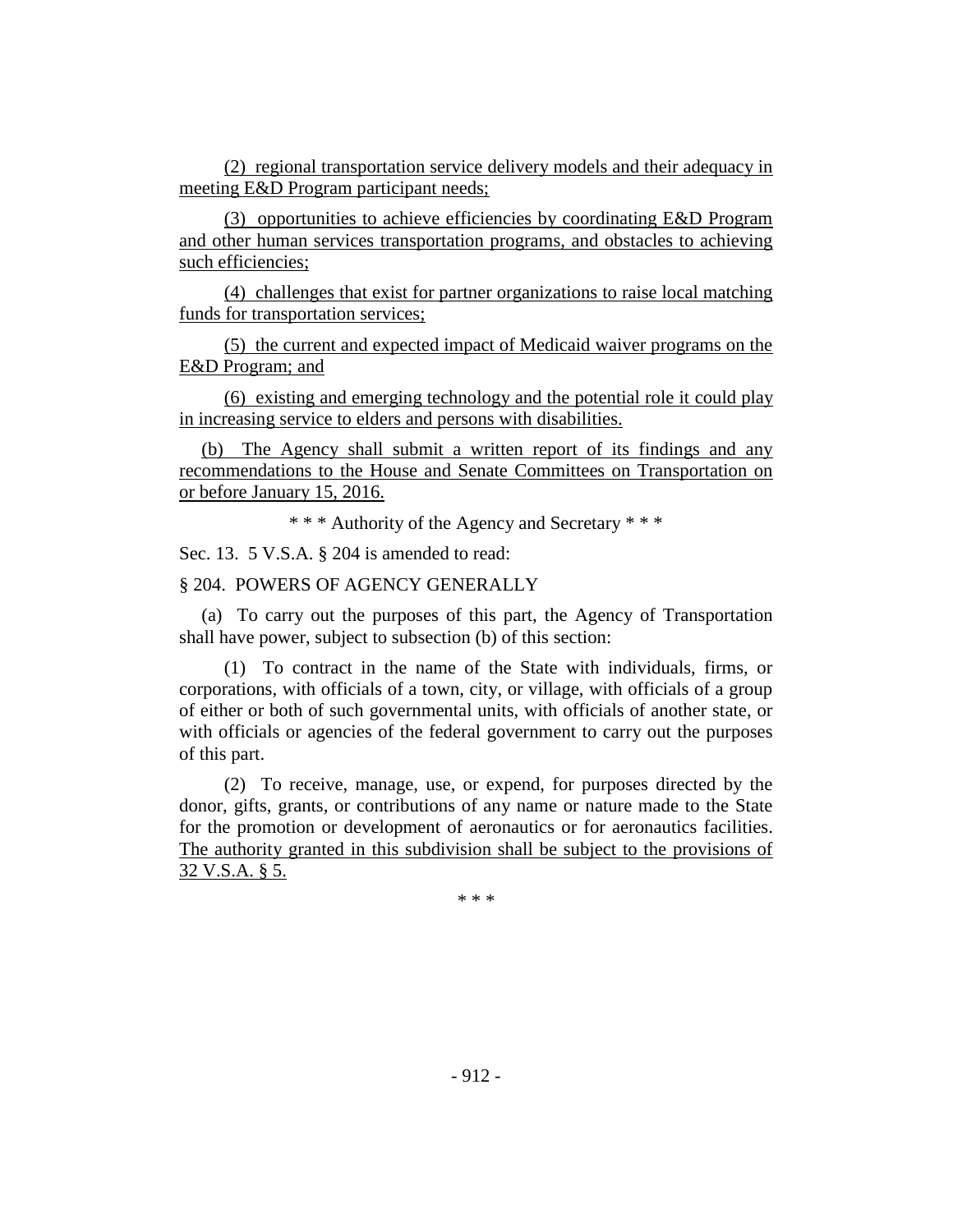(2) regional transportation service delivery models and their adequacy in meeting E&D Program participant needs;

(3) opportunities to achieve efficiencies by coordinating E&D Program and other human services transportation programs, and obstacles to achieving such efficiencies;

(4) challenges that exist for partner organizations to raise local matching funds for transportation services;

(5) the current and expected impact of Medicaid waiver programs on the E&D Program; and

(6) existing and emerging technology and the potential role it could play in increasing service to elders and persons with disabilities.

(b) The Agency shall submit a written report of its findings and any recommendations to the House and Senate Committees on Transportation on or before January 15, 2016.

\* \* \* Authority of the Agency and Secretary \* \* \*

Sec. 13. 5 V.S.A. § 204 is amended to read:

§ 204. POWERS OF AGENCY GENERALLY

(a) To carry out the purposes of this part, the Agency of Transportation shall have power, subject to subsection (b) of this section:

(1) To contract in the name of the State with individuals, firms, or corporations, with officials of a town, city, or village, with officials of a group of either or both of such governmental units, with officials of another state, or with officials or agencies of the federal government to carry out the purposes of this part.

(2) To receive, manage, use, or expend, for purposes directed by the donor, gifts, grants, or contributions of any name or nature made to the State for the promotion or development of aeronautics or for aeronautics facilities. The authority granted in this subdivision shall be subject to the provisions of 32 V.S.A. § 5.

\* \* \*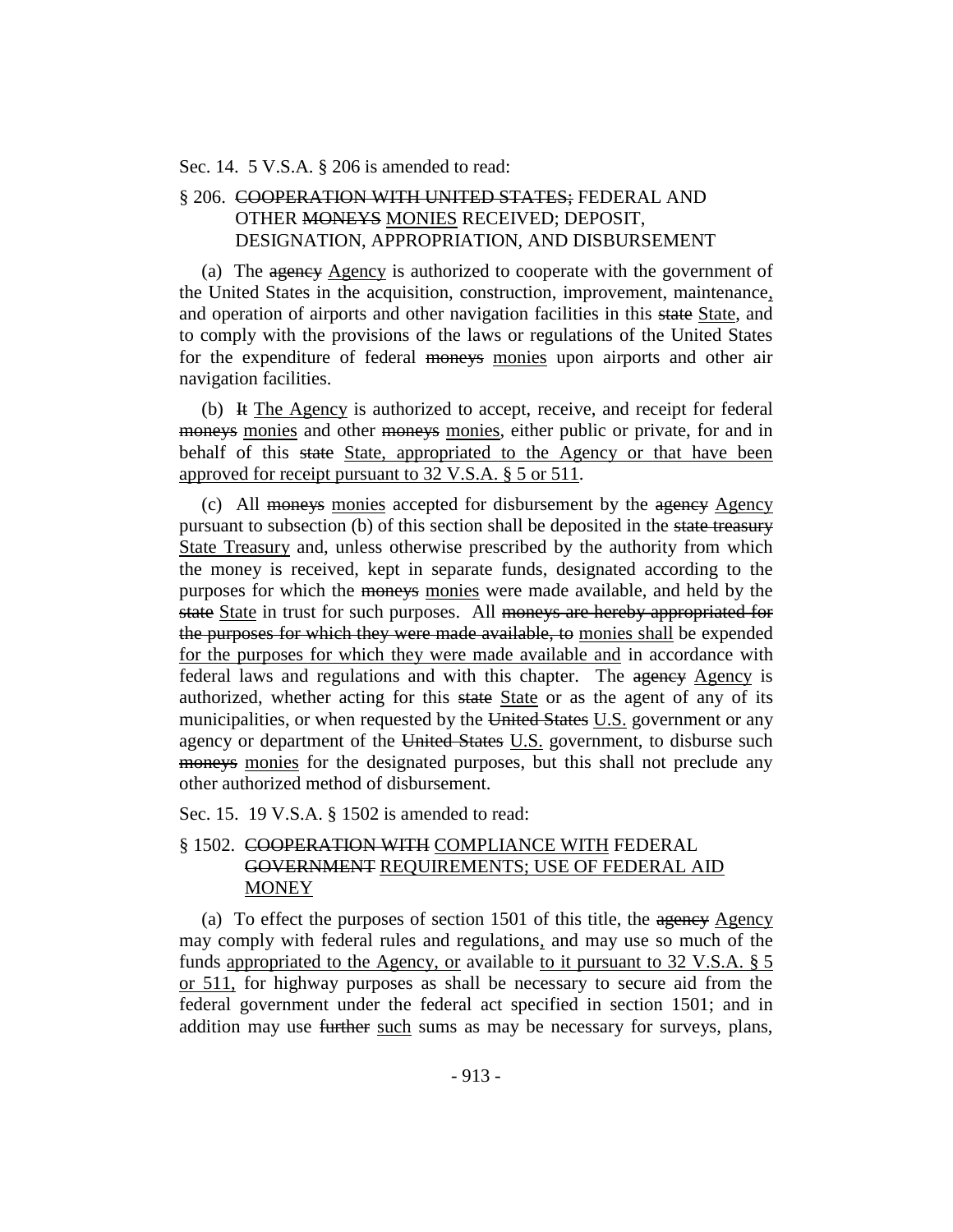Sec. 14. 5 V.S.A. § 206 is amended to read:

§ 206. ~~COOPERATION WITH UNITED STATES;~~ FEDERAL AND OTHER ~~MONEYS~~ <u>MONIES</u> RECEIVED; DEPOSIT, DESIGNATION, APPROPRIATION, AND DISBURSEMENT

(a) The ~~agency~~ <u>Agency</u> is authorized to cooperate with the government of the United States in the acquisition, construction, improvement, maintenance<u>,</u> and operation of airports and other navigation facilities in this ~~state~~ <u>State</u>, and to comply with the provisions of the laws or regulations of the United States for the expenditure of federal ~~moneys~~ <u>monies</u> upon airports and other air navigation facilities.

(b) ~~It~~ <u>The Agency</u> is authorized to accept, receive, and receipt for federal ~~moneys~~ <u>monies</u> and other ~~moneys~~ <u>monies</u>, either public or private, for and in behalf of this ~~state~~ <u>State, appropriated to the Agency or that have been approved for receipt pursuant to 32 V.S.A. § 5 or 511</u>.

(c) All ~~moneys~~ <u>monies</u> accepted for disbursement by the ~~agency~~ <u>Agency</u> pursuant to subsection (b) of this section shall be deposited in the ~~state treasury~~ <u>State Treasury</u> and, unless otherwise prescribed by the authority from which the money is received, kept in separate funds, designated according to the purposes for which the ~~moneys~~ <u>monies</u> were made available, and held by the ~~state~~ <u>State</u> in trust for such purposes. All ~~moneys are hereby appropriated for the purposes for which they were made available, to~~ <u>monies shall</u> be expended <u>for the purposes for which they were made available and</u> in accordance with federal laws and regulations and with this chapter. The ~~agency~~ <u>Agency</u> is authorized, whether acting for this ~~state~~ <u>State</u> or as the agent of any of its municipalities, or when requested by the ~~United States~~ <u>U.S.</u> government or any agency or department of the ~~United States~~ <u>U.S.</u> government, to disburse such ~~moneys~~ <u>monies</u> for the designated purposes, but this shall not preclude any other authorized method of disbursement.

Sec. 15. 19 V.S.A. § 1502 is amended to read:

§ 1502. ~~COOPERATION WITH~~ <u>COMPLIANCE WITH</u> FEDERAL ~~GOVERNMENT~~ <u>REQUIREMENTS; USE OF FEDERAL AID MONEY</u>

(a) To effect the purposes of section 1501 of this title, the ~~agency~~ <u>Agency</u> may comply with federal rules and regulations<u>,</u> and may use so much of the funds <u>appropriated to the Agency, or</u> available <u>to it pursuant to 32 V.S.A. § 5 or 511,</u> for highway purposes as shall be necessary to secure aid from the federal government under the federal act specified in section 1501; and in addition may use ~~further~~ <u>such</u> sums as may be necessary for surveys, plans,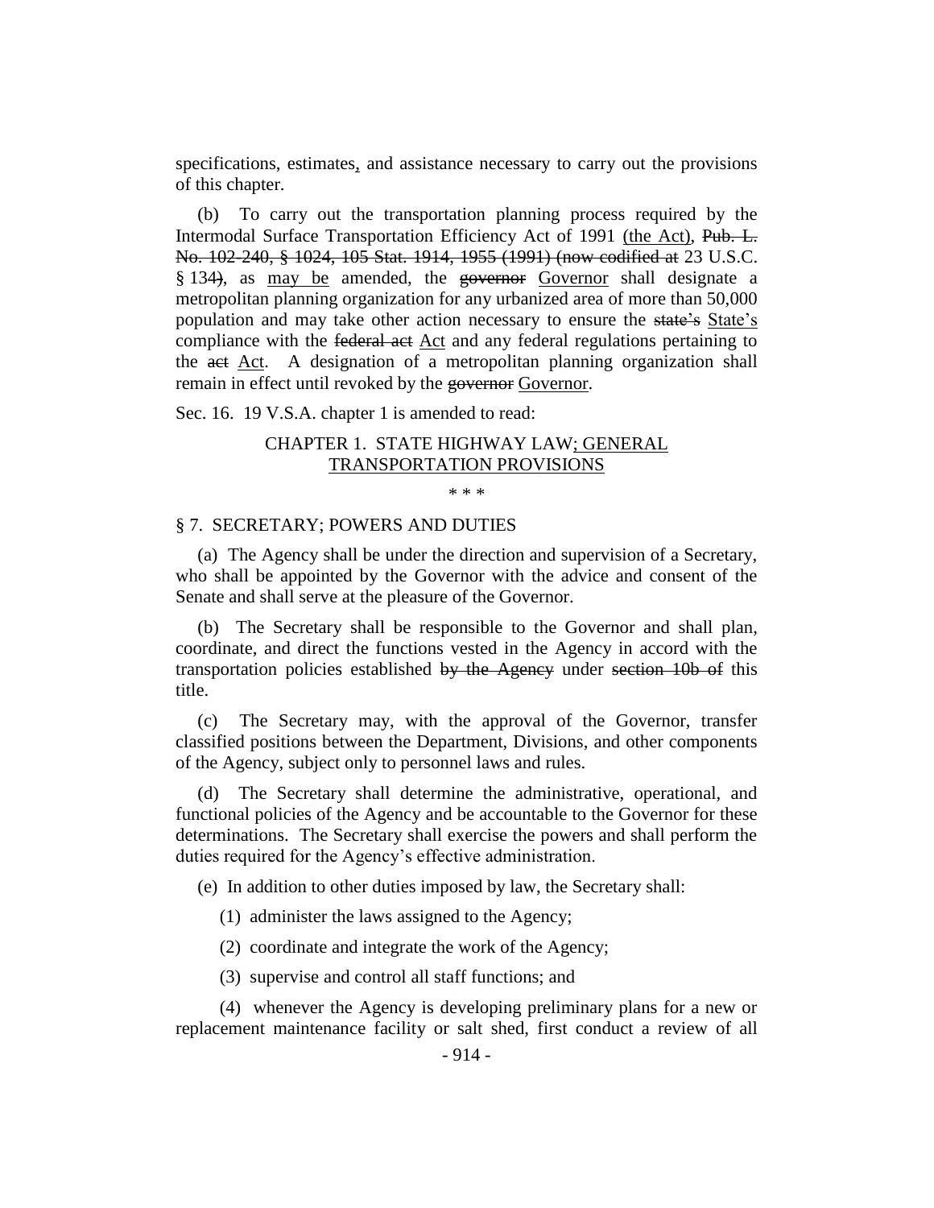specifications, estimates<u>,</u> and assistance necessary to carry out the provisions of this chapter.

(b) To carry out the transportation planning process required by the Intermodal Surface Transportation Efficiency Act of 1991 <u>(the Act)</u>, ~~Pub. L. No. 102-240, § 1024, 105 Stat. 1914, 1955 (1991) (now codified at~~ 23 U.S.C. § 134~~)~~, as <u>may be</u> amended, the ~~governor~~ <u>Governor</u> shall designate a metropolitan planning organization for any urbanized area of more than 50,000 population and may take other action necessary to ensure the ~~state's~~ <u>State's</u> compliance with the ~~federal act~~ <u>Act</u> and any federal regulations pertaining to the ~~act~~ <u>Act</u>. A designation of a metropolitan planning organization shall remain in effect until revoked by the ~~governor~~ <u>Governor</u>.

Sec. 16. 19 V.S.A. chapter 1 is amended to read:

CHAPTER 1. STATE HIGHWAY LAW<u>; GENERAL TRANSPORTATION PROVISIONS</u>

\* \* \*

§ 7. SECRETARY; POWERS AND DUTIES

(a) The Agency shall be under the direction and supervision of a Secretary, who shall be appointed by the Governor with the advice and consent of the Senate and shall serve at the pleasure of the Governor.

(b) The Secretary shall be responsible to the Governor and shall plan, coordinate, and direct the functions vested in the Agency in accord with the transportation policies established ~~by the Agency~~ under ~~section 10b of~~ this title.

(c) The Secretary may, with the approval of the Governor, transfer classified positions between the Department, Divisions, and other components of the Agency, subject only to personnel laws and rules.

(d) The Secretary shall determine the administrative, operational, and functional policies of the Agency and be accountable to the Governor for these determinations. The Secretary shall exercise the powers and shall perform the duties required for the Agency's effective administration.

(e) In addition to other duties imposed by law, the Secretary shall:

(1) administer the laws assigned to the Agency;

(2) coordinate and integrate the work of the Agency;

(3) supervise and control all staff functions; and

(4) whenever the Agency is developing preliminary plans for a new or replacement maintenance facility or salt shed, first conduct a review of all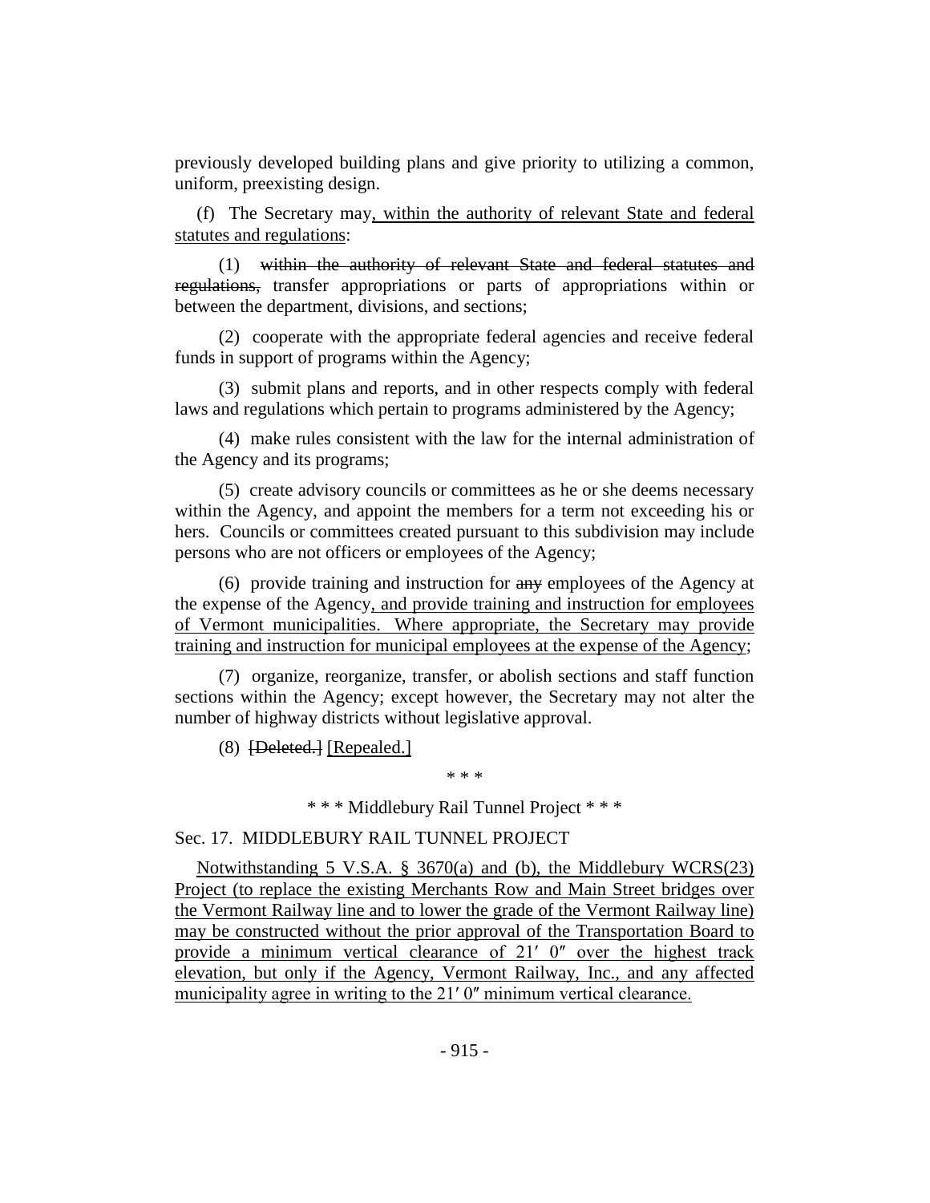previously developed building plans and give priority to utilizing a common, uniform, preexisting design.

(f) The Secretary may<u>, within the authority of relevant State and federal statutes and regulations</u>:

(1) ~~within the authority of relevant State and federal statutes and regulations,~~ transfer appropriations or parts of appropriations within or between the department, divisions, and sections;

(2) cooperate with the appropriate federal agencies and receive federal funds in support of programs within the Agency;

(3) submit plans and reports, and in other respects comply with federal laws and regulations which pertain to programs administered by the Agency;

(4) make rules consistent with the law for the internal administration of the Agency and its programs;

(5) create advisory councils or committees as he or she deems necessary within the Agency, and appoint the members for a term not exceeding his or hers. Councils or committees created pursuant to this subdivision may include persons who are not officers or employees of the Agency;

(6) provide training and instruction for ~~any~~ employees of the Agency at the expense of the Agency<u>, and provide training and instruction for employees of Vermont municipalities. Where appropriate, the Secretary may provide training and instruction for municipal employees at the expense of the Agency</u>;

(7) organize, reorganize, transfer, or abolish sections and staff function sections within the Agency; except however, the Secretary may not alter the number of highway districts without legislative approval.

(8) ~~[Deleted.]~~ <u>[Repealed.]</u>

\* \* \*

\* \* \* Middlebury Rail Tunnel Project \* \* \*

Sec. 17. MIDDLEBURY RAIL TUNNEL PROJECT

<u>Notwithstanding 5 V.S.A. § 3670(a) and (b), the Middlebury WCRS(23) Project (to replace the existing Merchants Row and Main Street bridges over the Vermont Railway line and to lower the grade of the Vermont Railway line) may be constructed without the prior approval of the Transportation Board to provide a minimum vertical clearance of 21′ 0″ over the highest track elevation, but only if the Agency, Vermont Railway, Inc., and any affected municipality agree in writing to the 21′ 0″ minimum vertical clearance.</u>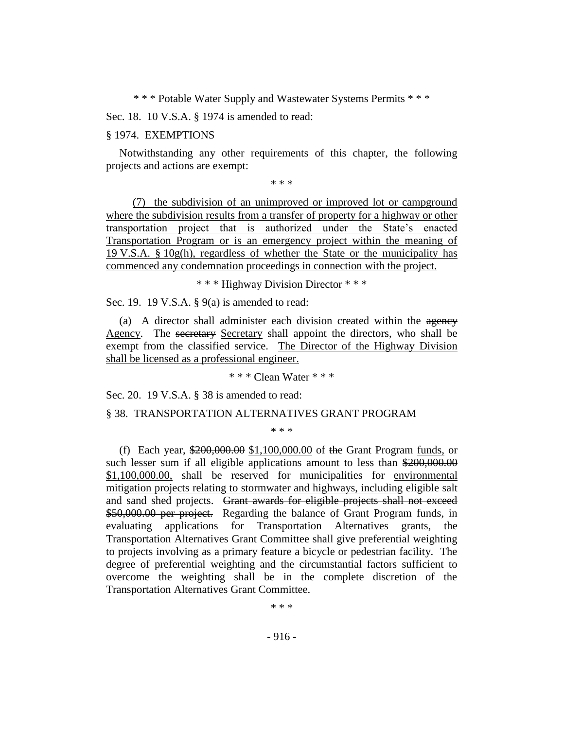\* \* \* Potable Water Supply and Wastewater Systems Permits \* \* \*

Sec. 18. 10 V.S.A. § 1974 is amended to read:

§ 1974. EXEMPTIONS

Notwithstanding any other requirements of this chapter, the following projects and actions are exempt:

\* \* \*

(7) the subdivision of an unimproved or improved lot or campground where the subdivision results from a transfer of property for a highway or other transportation project that is authorized under the State's enacted Transportation Program or is an emergency project within the meaning of 19 V.S.A. § 10g(h), regardless of whether the State or the municipality has commenced any condemnation proceedings in connection with the project.

\* \* \* Highway Division Director \* \* \*

Sec. 19. 19 V.S.A. § 9(a) is amended to read:

(a) A director shall administer each division created within the ~~agency~~ Agency. The ~~secretary~~ Secretary shall appoint the directors, who shall be exempt from the classified service. The Director of the Highway Division shall be licensed as a professional engineer.

\* \* \* Clean Water \* \* \*

Sec. 20. 19 V.S.A. § 38 is amended to read:

§ 38. TRANSPORTATION ALTERNATIVES GRANT PROGRAM

\* \* \*

(f) Each year, ~~$200,000.00~~ $1,100,000.00 of ~~the~~ Grant Program funds, or such lesser sum if all eligible applications amount to less than ~~$200,000.00~~ $1,100,000.00, shall be reserved for municipalities for environmental mitigation projects relating to stormwater and highways, including eligible salt and sand shed projects. ~~Grant awards for eligible projects shall not exceed $50,000.00 per project.~~ Regarding the balance of Grant Program funds, in evaluating applications for Transportation Alternatives grants, the Transportation Alternatives Grant Committee shall give preferential weighting to projects involving as a primary feature a bicycle or pedestrian facility. The degree of preferential weighting and the circumstantial factors sufficient to overcome the weighting shall be in the complete discretion of the Transportation Alternatives Grant Committee.

\* \* \*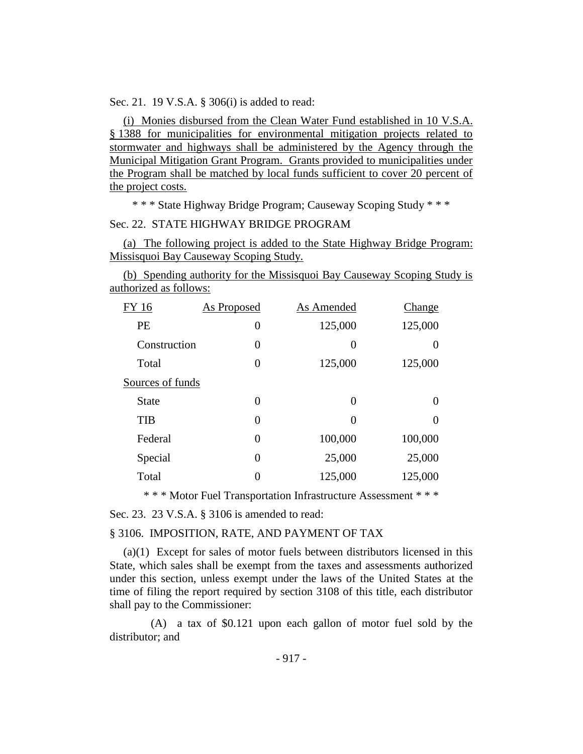Sec. 21. 19 V.S.A. § 306(i) is added to read:

(i) Monies disbursed from the Clean Water Fund established in 10 V.S.A. § 1388 for municipalities for environmental mitigation projects related to stormwater and highways shall be administered by the Agency through the Municipal Mitigation Grant Program. Grants provided to municipalities under the Program shall be matched by local funds sufficient to cover 20 percent of the project costs.

\* \* \* State Highway Bridge Program; Causeway Scoping Study \* \* \*

Sec. 22. STATE HIGHWAY BRIDGE PROGRAM

(a) The following project is added to the State Highway Bridge Program: Missisquoi Bay Causeway Scoping Study.

(b) Spending authority for the Missisquoi Bay Causeway Scoping Study is authorized as follows:

| FY 16 | As Proposed | As Amended | Change |
|---|---|---|---|
| PE | 0 | 125,000 | 125,000 |
| Construction | 0 | 0 | 0 |
| Total | 0 | 125,000 | 125,000 |
| Sources of funds | | | |
| State | 0 | 0 | 0 |
| TIB | 0 | 0 | 0 |
| Federal | 0 | 100,000 | 100,000 |
| Special | 0 | 25,000 | 25,000 |
| Total | 0 | 125,000 | 125,000 |

\* \* \* Motor Fuel Transportation Infrastructure Assessment \* \* \*

Sec. 23. 23 V.S.A. § 3106 is amended to read:

§ 3106. IMPOSITION, RATE, AND PAYMENT OF TAX

(a)(1) Except for sales of motor fuels between distributors licensed in this State, which sales shall be exempt from the taxes and assessments authorized under this section, unless exempt under the laws of the United States at the time of filing the report required by section 3108 of this title, each distributor shall pay to the Commissioner:

(A) a tax of $0.121 upon each gallon of motor fuel sold by the distributor; and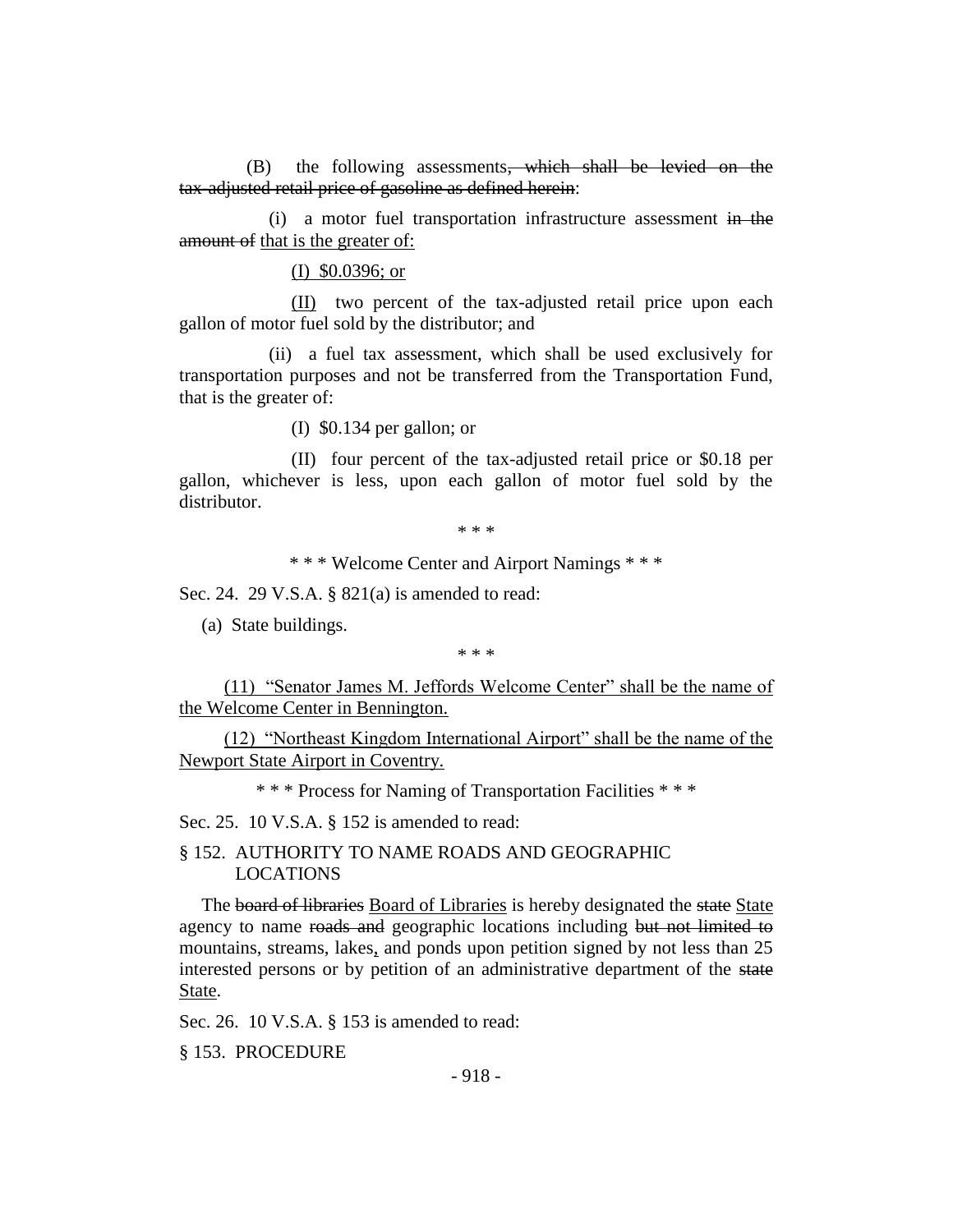(B) the following assessments~~, which shall be levied on the tax-adjusted retail price of gasoline as defined herein~~:

(i) a motor fuel transportation infrastructure assessment ~~in the amount of~~ <u>that is the greater of:</u>

<u>(I) $0.0396; or</u>

<u>(II)</u> two percent of the tax-adjusted retail price upon each gallon of motor fuel sold by the distributor; and

(ii) a fuel tax assessment, which shall be used exclusively for transportation purposes and not be transferred from the Transportation Fund, that is the greater of:

(I) $0.134 per gallon; or

(II) four percent of the tax-adjusted retail price or $0.18 per gallon, whichever is less, upon each gallon of motor fuel sold by the distributor.

\* \* \*

\* \* \* Welcome Center and Airport Namings \* \* \*

Sec. 24. 29 V.S.A. § 821(a) is amended to read:

(a) State buildings.

\* \* \*

<u>(11) "Senator James M. Jeffords Welcome Center" shall be the name of the Welcome Center in Bennington.</u>

<u>(12) "Northeast Kingdom International Airport" shall be the name of the Newport State Airport in Coventry.</u>

\* \* \* Process for Naming of Transportation Facilities \* \* \*

Sec. 25. 10 V.S.A. § 152 is amended to read:

§ 152. AUTHORITY TO NAME ROADS AND GEOGRAPHIC LOCATIONS

The ~~board of libraries~~ <u>Board of Libraries</u> is hereby designated the ~~state~~ <u>State</u> agency to name ~~roads and~~ geographic locations including ~~but not limited to~~ mountains, streams, lakes<u>,</u> and ponds upon petition signed by not less than 25 interested persons or by petition of an administrative department of the ~~state~~ <u>State</u>.

Sec. 26. 10 V.S.A. § 153 is amended to read:

§ 153. PROCEDURE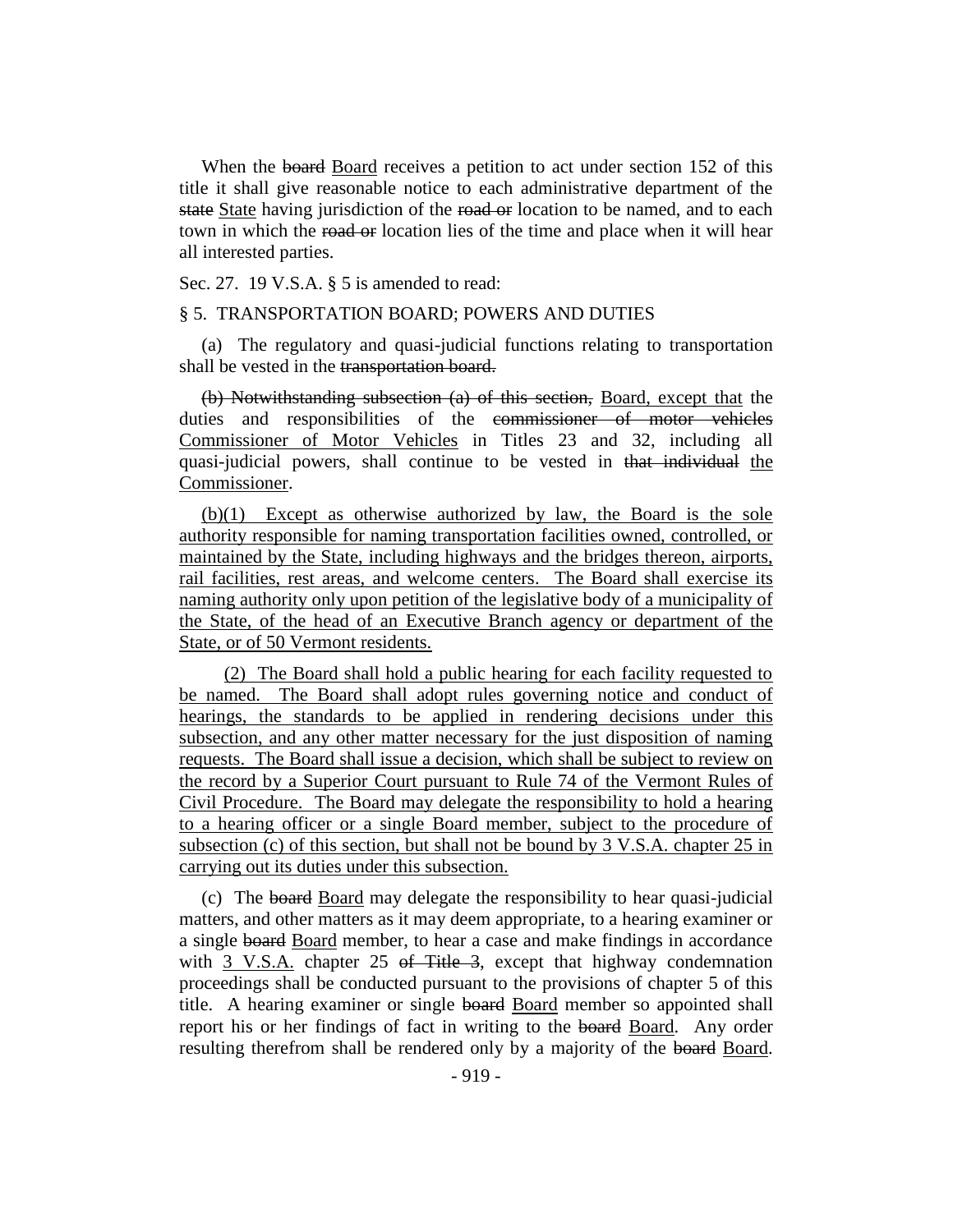When the ~~board~~ Board receives a petition to act under section 152 of this title it shall give reasonable notice to each administrative department of the ~~state~~ State having jurisdiction of the ~~road or~~ location to be named, and to each town in which the ~~road or~~ location lies of the time and place when it will hear all interested parties.

Sec. 27. 19 V.S.A. § 5 is amended to read:

§ 5. TRANSPORTATION BOARD; POWERS AND DUTIES

(a) The regulatory and quasi-judicial functions relating to transportation shall be vested in the ~~transportation board.~~

~~(b) Notwithstanding subsection (a) of this section,~~ Board, except that the duties and responsibilities of the ~~commissioner of motor vehicles~~ Commissioner of Motor Vehicles in Titles 23 and 32, including all quasi-judicial powers, shall continue to be vested in ~~that individual~~ the Commissioner.

(b)(1) Except as otherwise authorized by law, the Board is the sole authority responsible for naming transportation facilities owned, controlled, or maintained by the State, including highways and the bridges thereon, airports, rail facilities, rest areas, and welcome centers. The Board shall exercise its naming authority only upon petition of the legislative body of a municipality of the State, of the head of an Executive Branch agency or department of the State, or of 50 Vermont residents.

(2) The Board shall hold a public hearing for each facility requested to be named. The Board shall adopt rules governing notice and conduct of hearings, the standards to be applied in rendering decisions under this subsection, and any other matter necessary for the just disposition of naming requests. The Board shall issue a decision, which shall be subject to review on the record by a Superior Court pursuant to Rule 74 of the Vermont Rules of Civil Procedure. The Board may delegate the responsibility to hold a hearing to a hearing officer or a single Board member, subject to the procedure of subsection (c) of this section, but shall not be bound by 3 V.S.A. chapter 25 in carrying out its duties under this subsection.

(c) The ~~board~~ Board may delegate the responsibility to hear quasi-judicial matters, and other matters as it may deem appropriate, to a hearing examiner or a single ~~board~~ Board member, to hear a case and make findings in accordance with 3 V.S.A. chapter 25 ~~of Title 3~~, except that highway condemnation proceedings shall be conducted pursuant to the provisions of chapter 5 of this title. A hearing examiner or single ~~board~~ Board member so appointed shall report his or her findings of fact in writing to the ~~board~~ Board. Any order resulting therefrom shall be rendered only by a majority of the ~~board~~ Board.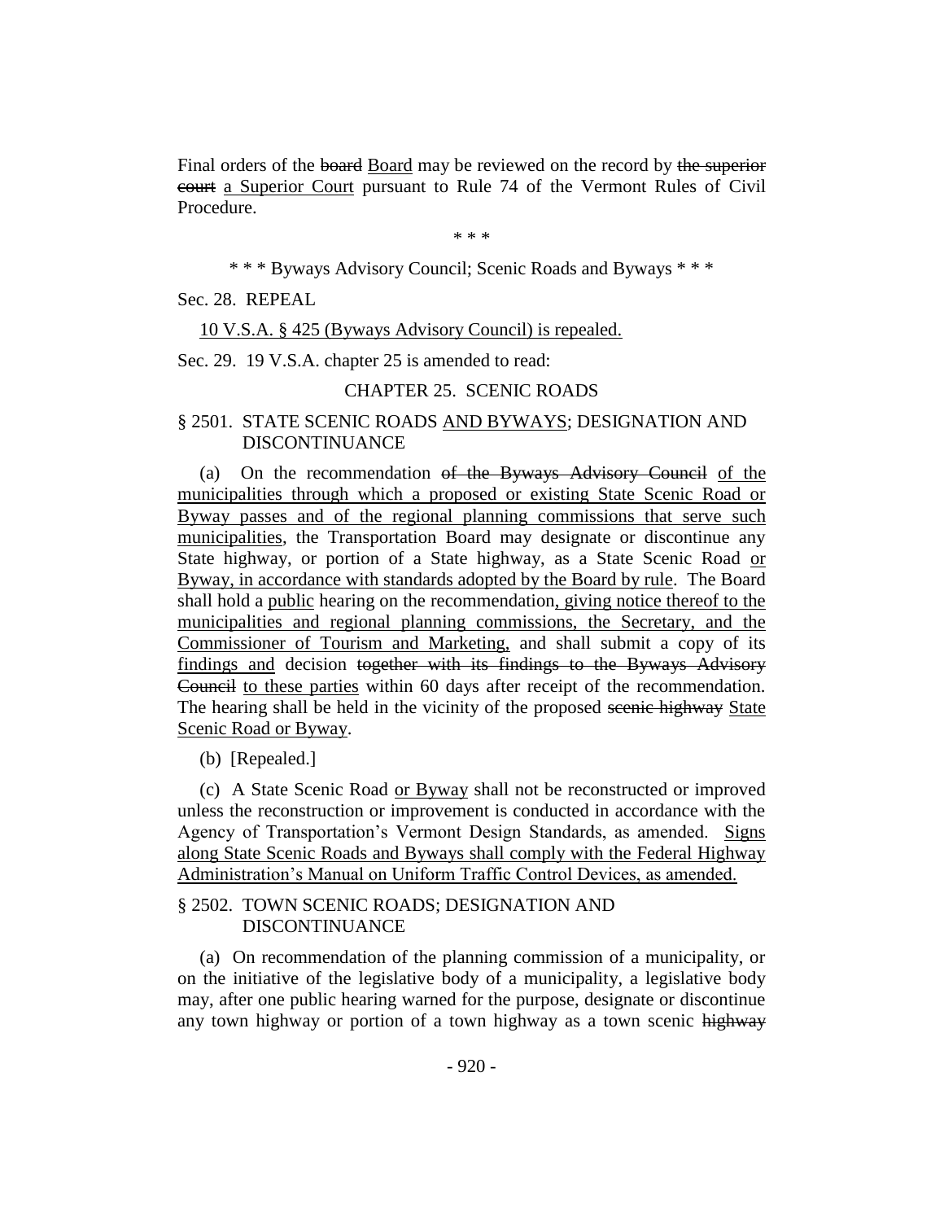Final orders of the ~~board~~ Board may be reviewed on the record by ~~the superior court~~ a Superior Court pursuant to Rule 74 of the Vermont Rules of Civil Procedure.

\* \* \*

\* \* \* Byways Advisory Council; Scenic Roads and Byways \* \* \*

Sec. 28. REPEAL

10 V.S.A. § 425 (Byways Advisory Council) is repealed.

Sec. 29. 19 V.S.A. chapter 25 is amended to read:

CHAPTER 25. SCENIC ROADS

§ 2501. STATE SCENIC ROADS AND BYWAYS; DESIGNATION AND DISCONTINUANCE

(a) On the recommendation ~~of the Byways Advisory Council~~ of the municipalities through which a proposed or existing State Scenic Road or Byway passes and of the regional planning commissions that serve such municipalities, the Transportation Board may designate or discontinue any State highway, or portion of a State highway, as a State Scenic Road or Byway, in accordance with standards adopted by the Board by rule. The Board shall hold a public hearing on the recommendation, giving notice thereof to the municipalities and regional planning commissions, the Secretary, and the Commissioner of Tourism and Marketing, and shall submit a copy of its findings and decision ~~together with its findings to the Byways Advisory Council~~ to these parties within 60 days after receipt of the recommendation. The hearing shall be held in the vicinity of the proposed ~~scenic highway~~ State Scenic Road or Byway.

(b) [Repealed.]

(c) A State Scenic Road or Byway shall not be reconstructed or improved unless the reconstruction or improvement is conducted in accordance with the Agency of Transportation's Vermont Design Standards, as amended. Signs along State Scenic Roads and Byways shall comply with the Federal Highway Administration's Manual on Uniform Traffic Control Devices, as amended.

§ 2502. TOWN SCENIC ROADS; DESIGNATION AND DISCONTINUANCE

(a) On recommendation of the planning commission of a municipality, or on the initiative of the legislative body of a municipality, a legislative body may, after one public hearing warned for the purpose, designate or discontinue any town highway or portion of a town highway as a town scenic ~~highway~~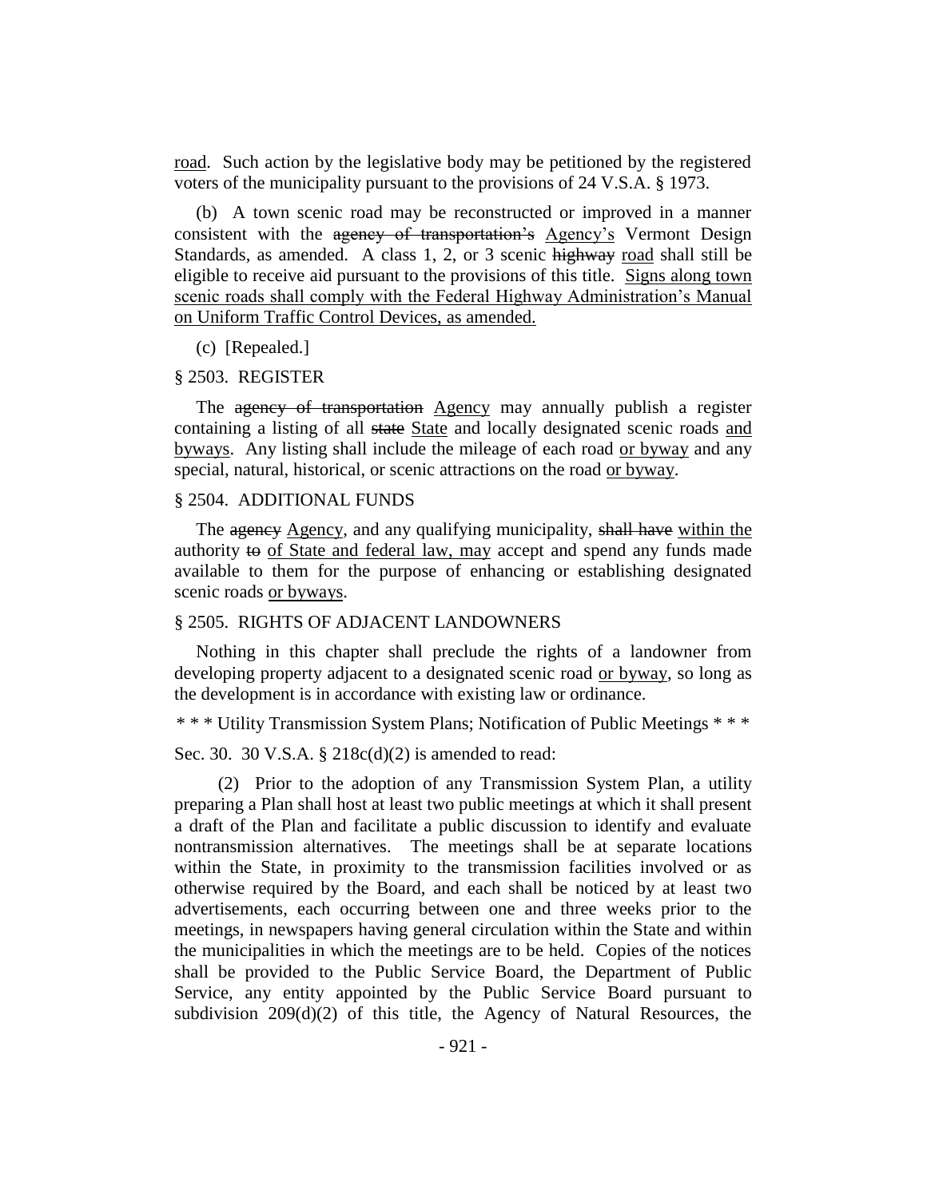<u>road</u>. Such action by the legislative body may be petitioned by the registered voters of the municipality pursuant to the provisions of 24 V.S.A. § 1973.

(b) A town scenic road may be reconstructed or improved in a manner consistent with the ~~agency of transportation's~~ <u>Agency's</u> Vermont Design Standards, as amended. A class 1, 2, or 3 scenic ~~highway~~ <u>road</u> shall still be eligible to receive aid pursuant to the provisions of this title. <u>Signs along town scenic roads shall comply with the Federal Highway Administration's Manual on Uniform Traffic Control Devices, as amended.</u>

(c) [Repealed.]

§ 2503. REGISTER

The ~~agency of transportation~~ <u>Agency</u> may annually publish a register containing a listing of all ~~state~~ <u>State</u> and locally designated scenic roads <u>and byways</u>. Any listing shall include the mileage of each road <u>or byway</u> and any special, natural, historical, or scenic attractions on the road <u>or byway</u>.

§ 2504. ADDITIONAL FUNDS

The ~~agency~~ <u>Agency</u>, and any qualifying municipality, ~~shall have~~ <u>within the</u> authority ~~to~~ <u>of State and federal law, may</u> accept and spend any funds made available to them for the purpose of enhancing or establishing designated scenic roads <u>or byways</u>.

§ 2505. RIGHTS OF ADJACENT LANDOWNERS

Nothing in this chapter shall preclude the rights of a landowner from developing property adjacent to a designated scenic road <u>or byway</u>, so long as the development is in accordance with existing law or ordinance.

\* \* \* Utility Transmission System Plans; Notification of Public Meetings \* \* \*

Sec. 30. 30 V.S.A. § 218c(d)(2) is amended to read:

(2) Prior to the adoption of any Transmission System Plan, a utility preparing a Plan shall host at least two public meetings at which it shall present a draft of the Plan and facilitate a public discussion to identify and evaluate nontransmission alternatives. The meetings shall be at separate locations within the State, in proximity to the transmission facilities involved or as otherwise required by the Board, and each shall be noticed by at least two advertisements, each occurring between one and three weeks prior to the meetings, in newspapers having general circulation within the State and within the municipalities in which the meetings are to be held. Copies of the notices shall be provided to the Public Service Board, the Department of Public Service, any entity appointed by the Public Service Board pursuant to subdivision 209(d)(2) of this title, the Agency of Natural Resources, the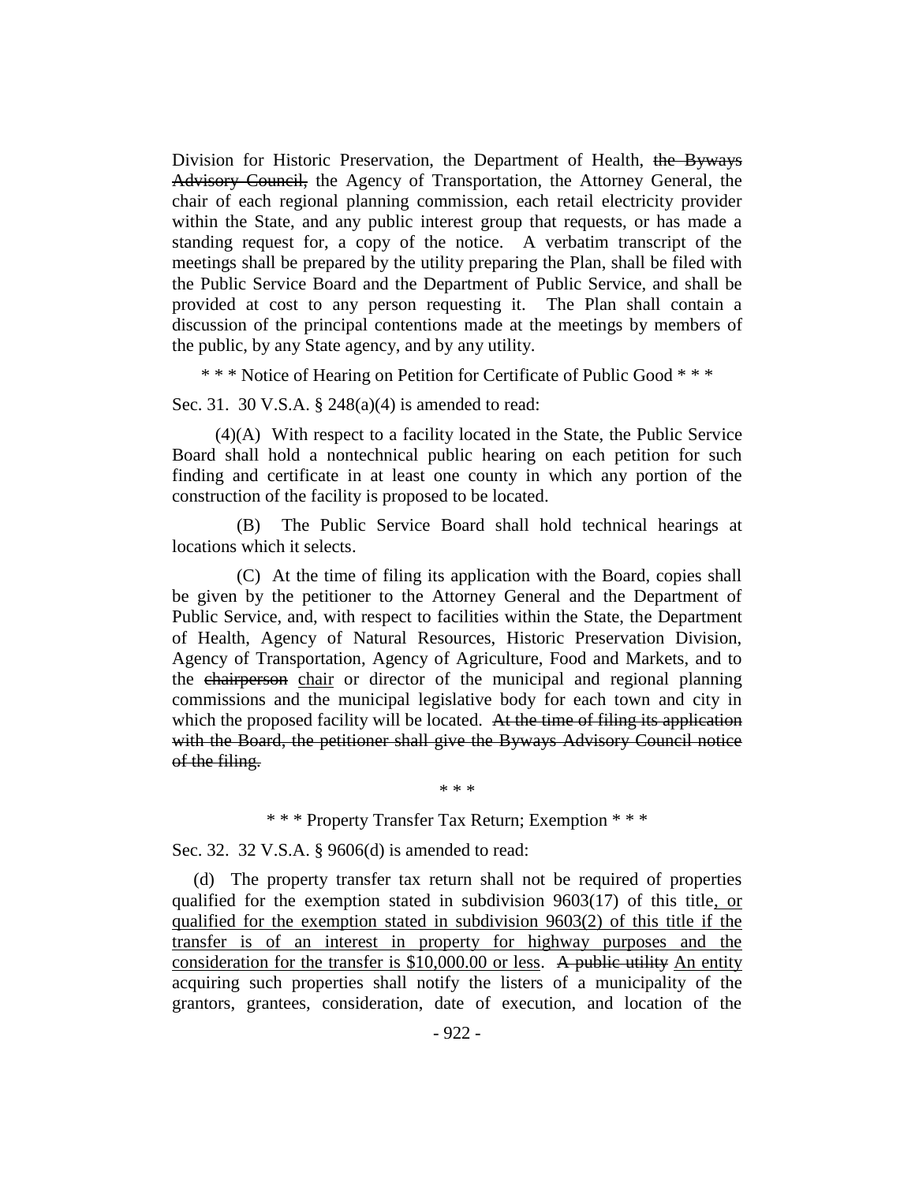Division for Historic Preservation, the Department of Health, ~~the Byways Advisory Council,~~ the Agency of Transportation, the Attorney General, the chair of each regional planning commission, each retail electricity provider within the State, and any public interest group that requests, or has made a standing request for, a copy of the notice. A verbatim transcript of the meetings shall be prepared by the utility preparing the Plan, shall be filed with the Public Service Board and the Department of Public Service, and shall be provided at cost to any person requesting it. The Plan shall contain a discussion of the principal contentions made at the meetings by members of the public, by any State agency, and by any utility.

\* \* \* Notice of Hearing on Petition for Certificate of Public Good \* \* \*

Sec. 31. 30 V.S.A. § 248(a)(4) is amended to read:

(4)(A) With respect to a facility located in the State, the Public Service Board shall hold a nontechnical public hearing on each petition for such finding and certificate in at least one county in which any portion of the construction of the facility is proposed to be located.

(B) The Public Service Board shall hold technical hearings at locations which it selects.

(C) At the time of filing its application with the Board, copies shall be given by the petitioner to the Attorney General and the Department of Public Service, and, with respect to facilities within the State, the Department of Health, Agency of Natural Resources, Historic Preservation Division, Agency of Transportation, Agency of Agriculture, Food and Markets, and to the ~~chairperson~~ <u>chair</u> or director of the municipal and regional planning commissions and the municipal legislative body for each town and city in which the proposed facility will be located. ~~At the time of filing its application with the Board, the petitioner shall give the Byways Advisory Council notice of the filing.~~

\* \* \*

\* \* \* Property Transfer Tax Return; Exemption \* \* \*

Sec. 32. 32 V.S.A. § 9606(d) is amended to read:

(d) The property transfer tax return shall not be required of properties qualified for the exemption stated in subdivision 9603(17) of this title<u>, or qualified for the exemption stated in subdivision 9603(2) of this title if the transfer is of an interest in property for highway purposes and the consideration for the transfer is $10,000.00 or less</u>. ~~A public utility~~ <u>An entity</u> acquiring such properties shall notify the listers of a municipality of the grantors, grantees, consideration, date of execution, and location of the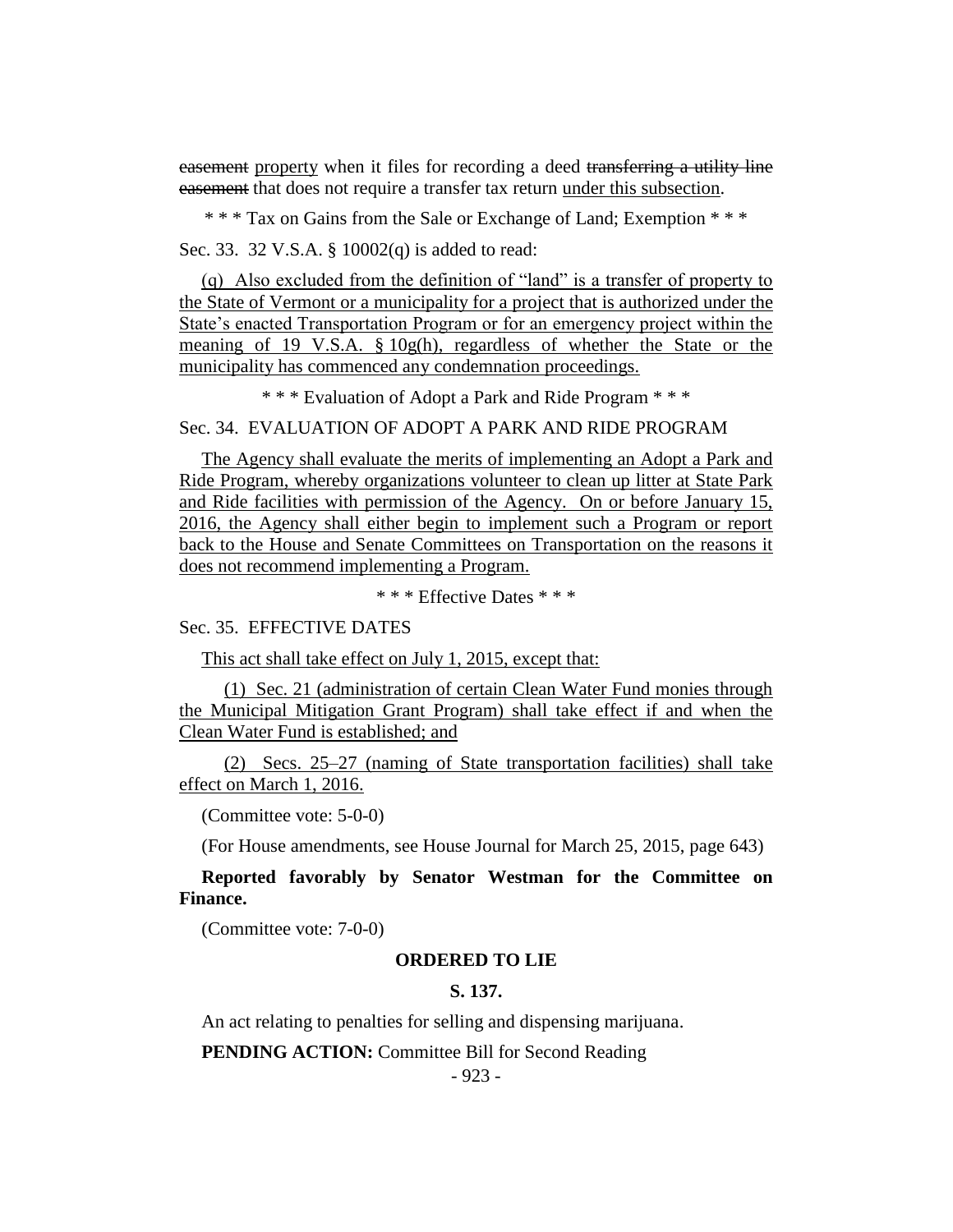~~easement~~ property when it files for recording a deed ~~transferring a utility line easement~~ that does not require a transfer tax return under this subsection.

\* \* \* Tax on Gains from the Sale or Exchange of Land; Exemption \* \* \*

Sec. 33. 32 V.S.A. § 10002(q) is added to read:

(q) Also excluded from the definition of "land" is a transfer of property to the State of Vermont or a municipality for a project that is authorized under the State's enacted Transportation Program or for an emergency project within the meaning of 19 V.S.A. § 10g(h), regardless of whether the State or the municipality has commenced any condemnation proceedings.

\* \* \* Evaluation of Adopt a Park and Ride Program \* \* \*

Sec. 34. EVALUATION OF ADOPT A PARK AND RIDE PROGRAM

The Agency shall evaluate the merits of implementing an Adopt a Park and Ride Program, whereby organizations volunteer to clean up litter at State Park and Ride facilities with permission of the Agency. On or before January 15, 2016, the Agency shall either begin to implement such a Program or report back to the House and Senate Committees on Transportation on the reasons it does not recommend implementing a Program.

\* \* \* Effective Dates \* \* \*

Sec. 35. EFFECTIVE DATES

This act shall take effect on July 1, 2015, except that:

(1) Sec. 21 (administration of certain Clean Water Fund monies through the Municipal Mitigation Grant Program) shall take effect if and when the Clean Water Fund is established; and

(2) Secs. 25–27 (naming of State transportation facilities) shall take effect on March 1, 2016.

(Committee vote: 5-0-0)

(For House amendments, see House Journal for March 25, 2015, page 643)

**Reported favorably by Senator Westman for the Committee on Finance.**

(Committee vote: 7-0-0)

**ORDERED TO LIE**

**S. 137.**

An act relating to penalties for selling and dispensing marijuana.

**PENDING ACTION:** Committee Bill for Second Reading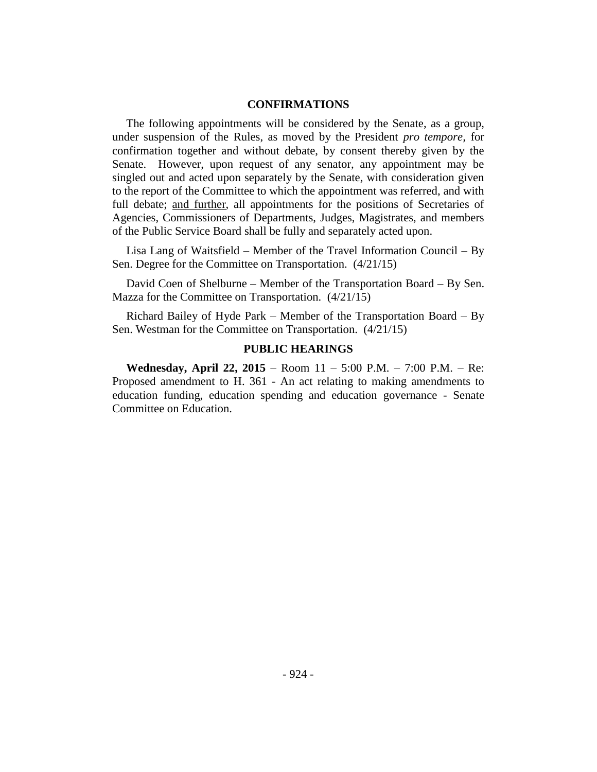## CONFIRMATIONS

The following appointments will be considered by the Senate, as a group, under suspension of the Rules, as moved by the President *pro tempore,* for confirmation together and without debate, by consent thereby given by the Senate. However, upon request of any senator, any appointment may be singled out and acted upon separately by the Senate, with consideration given to the report of the Committee to which the appointment was referred, and with full debate; <u>and further</u>, all appointments for the positions of Secretaries of Agencies, Commissioners of Departments, Judges, Magistrates, and members of the Public Service Board shall be fully and separately acted upon.

Lisa Lang of Waitsfield – Member of the Travel Information Council – By Sen. Degree for the Committee on Transportation. (4/21/15)

David Coen of Shelburne – Member of the Transportation Board – By Sen. Mazza for the Committee on Transportation. (4/21/15)

Richard Bailey of Hyde Park – Member of the Transportation Board – By Sen. Westman for the Committee on Transportation. (4/21/15)

## PUBLIC HEARINGS

**Wednesday, April 22, 2015** – Room 11 – 5:00 P.M. – 7:00 P.M. – Re: Proposed amendment to H. 361 - An act relating to making amendments to education funding, education spending and education governance - Senate Committee on Education.